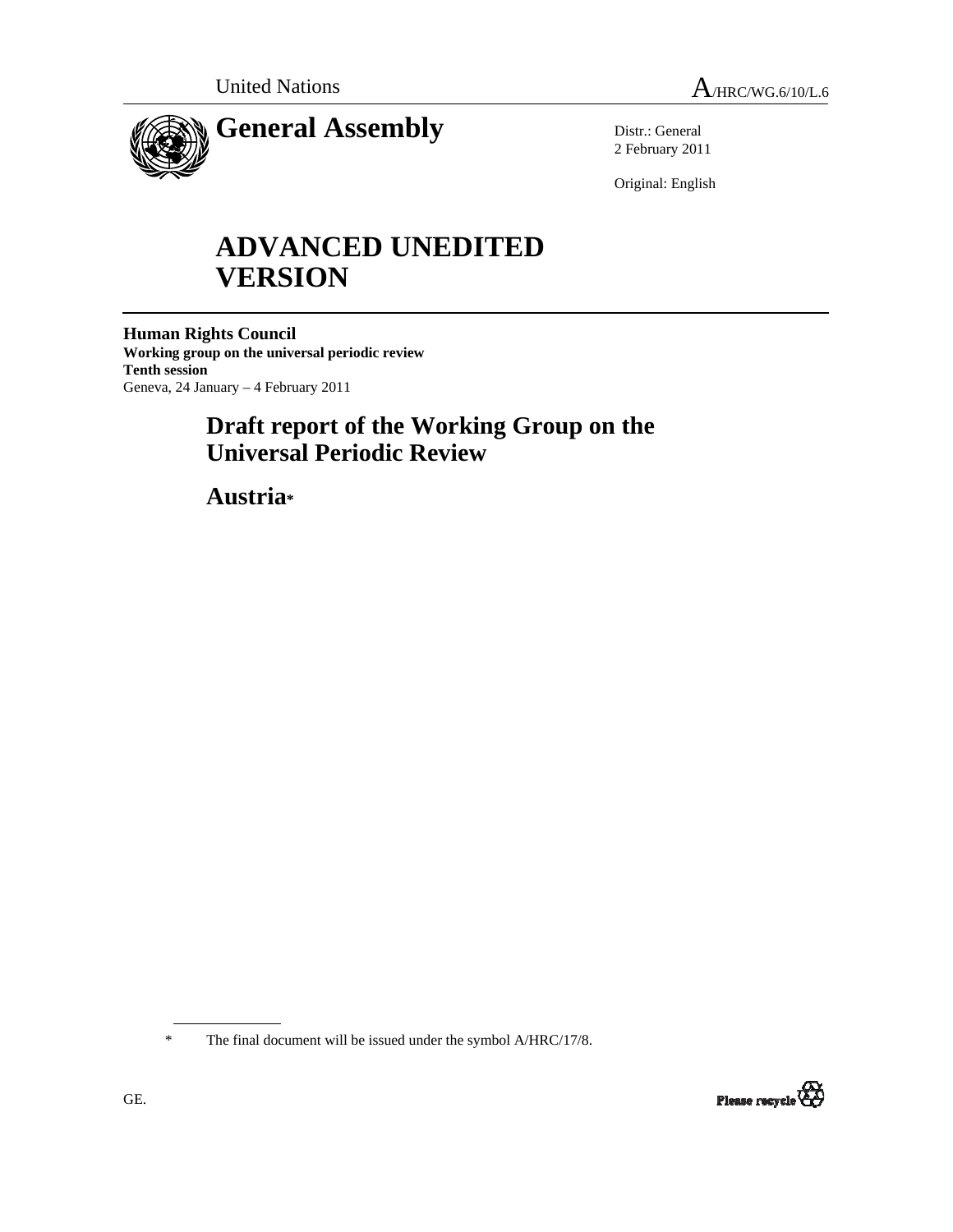United Nations A/HRC/WG.6/10/L.6

# General Assembly

Distr.: General
2 February 2011

Original: English

# ADVANCED UNEDITED VERSION

**Human Rights Council**
**Working group on the universal periodic review**
**Tenth session**
Geneva, 24 January – 4 February 2011

## Draft report of the Working Group on the Universal Periodic Review

## Austria*

* The final document will be issued under the symbol A/HRC/17/8.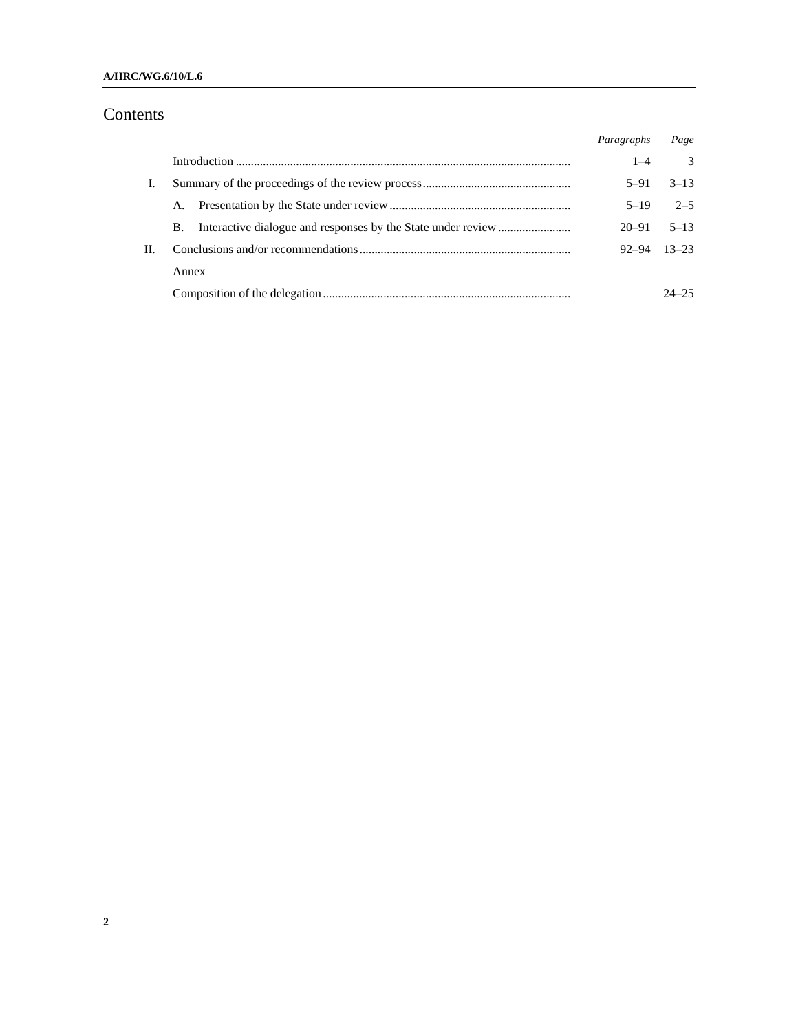# Contents

| | | *Paragraphs* | *Page* |
|---|---|---|---|
| | Introduction | 1–4 | 3 |
| I. | Summary of the proceedings of the review process | 5–91 | 3–13 |
| | A. Presentation by the State under review | 5–19 | 2–5 |
| | B. Interactive dialogue and responses by the State under review | 20–91 | 5–13 |
| II. | Conclusions and/or recommendations | 92–94 | 13–23 |
| | Annex | | |
| | Composition of the delegation | | 24–25 |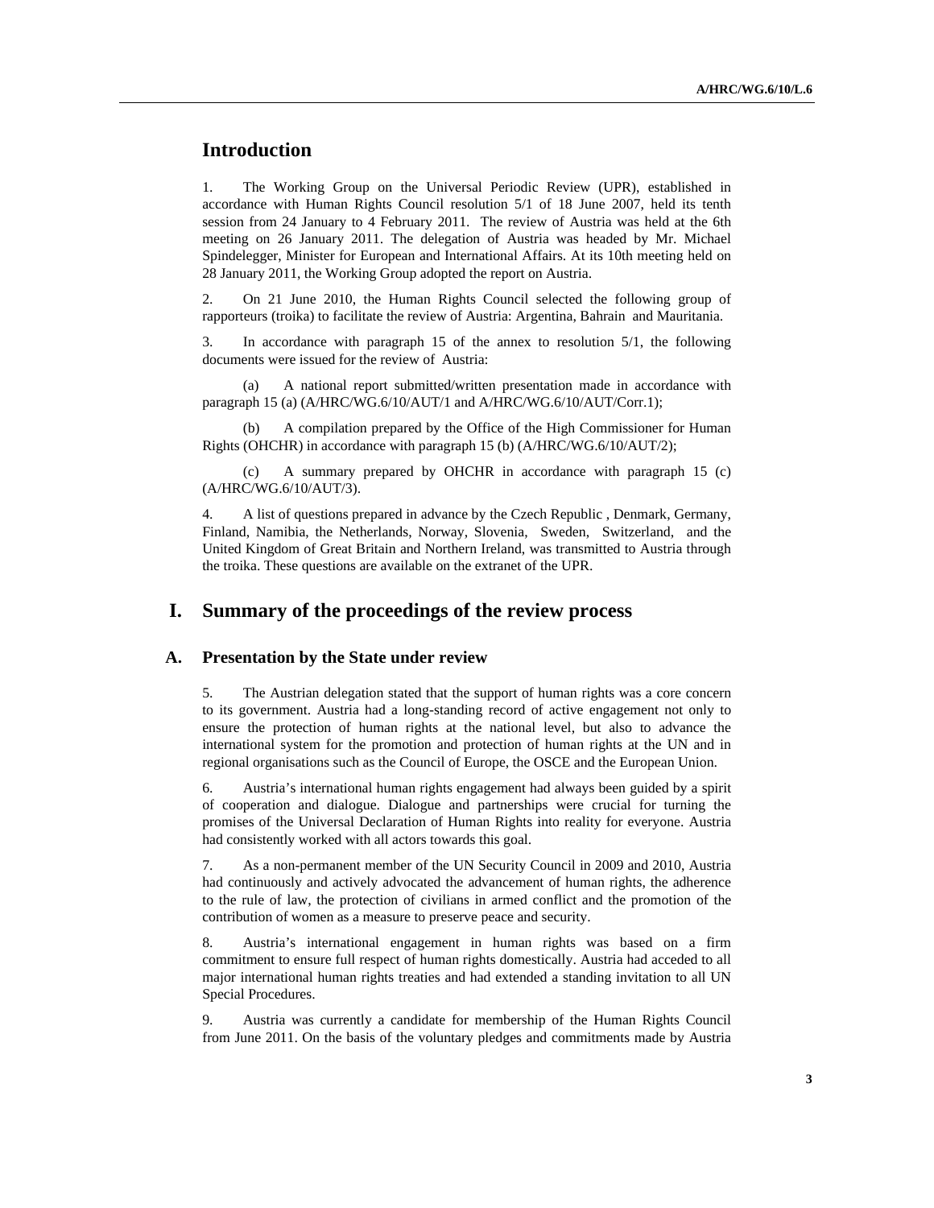## Introduction

1. The Working Group on the Universal Periodic Review (UPR), established in accordance with Human Rights Council resolution 5/1 of 18 June 2007, held its tenth session from 24 January to 4 February 2011. The review of Austria was held at the 6th meeting on 26 January 2011. The delegation of Austria was headed by Mr. Michael Spindelegger, Minister for European and International Affairs. At its 10th meeting held on 28 January 2011, the Working Group adopted the report on Austria.

2. On 21 June 2010, the Human Rights Council selected the following group of rapporteurs (troika) to facilitate the review of Austria: Argentina, Bahrain and Mauritania.

3. In accordance with paragraph 15 of the annex to resolution 5/1, the following documents were issued for the review of Austria:

(a) A national report submitted/written presentation made in accordance with paragraph 15 (a) (A/HRC/WG.6/10/AUT/1 and A/HRC/WG.6/10/AUT/Corr.1);

(b) A compilation prepared by the Office of the High Commissioner for Human Rights (OHCHR) in accordance with paragraph 15 (b) (A/HRC/WG.6/10/AUT/2);

(c) A summary prepared by OHCHR in accordance with paragraph 15 (c) (A/HRC/WG.6/10/AUT/3).

4. A list of questions prepared in advance by the Czech Republic , Denmark, Germany, Finland, Namibia, the Netherlands, Norway, Slovenia, Sweden, Switzerland, and the United Kingdom of Great Britain and Northern Ireland, was transmitted to Austria through the troika. These questions are available on the extranet of the UPR.

## I. Summary of the proceedings of the review process

### A. Presentation by the State under review

5. The Austrian delegation stated that the support of human rights was a core concern to its government. Austria had a long-standing record of active engagement not only to ensure the protection of human rights at the national level, but also to advance the international system for the promotion and protection of human rights at the UN and in regional organisations such as the Council of Europe, the OSCE and the European Union.

6. Austria's international human rights engagement had always been guided by a spirit of cooperation and dialogue. Dialogue and partnerships were crucial for turning the promises of the Universal Declaration of Human Rights into reality for everyone. Austria had consistently worked with all actors towards this goal.

7. As a non-permanent member of the UN Security Council in 2009 and 2010, Austria had continuously and actively advocated the advancement of human rights, the adherence to the rule of law, the protection of civilians in armed conflict and the promotion of the contribution of women as a measure to preserve peace and security.

8. Austria's international engagement in human rights was based on a firm commitment to ensure full respect of human rights domestically. Austria had acceded to all major international human rights treaties and had extended a standing invitation to all UN Special Procedures.

9. Austria was currently a candidate for membership of the Human Rights Council from June 2011. On the basis of the voluntary pledges and commitments made by Austria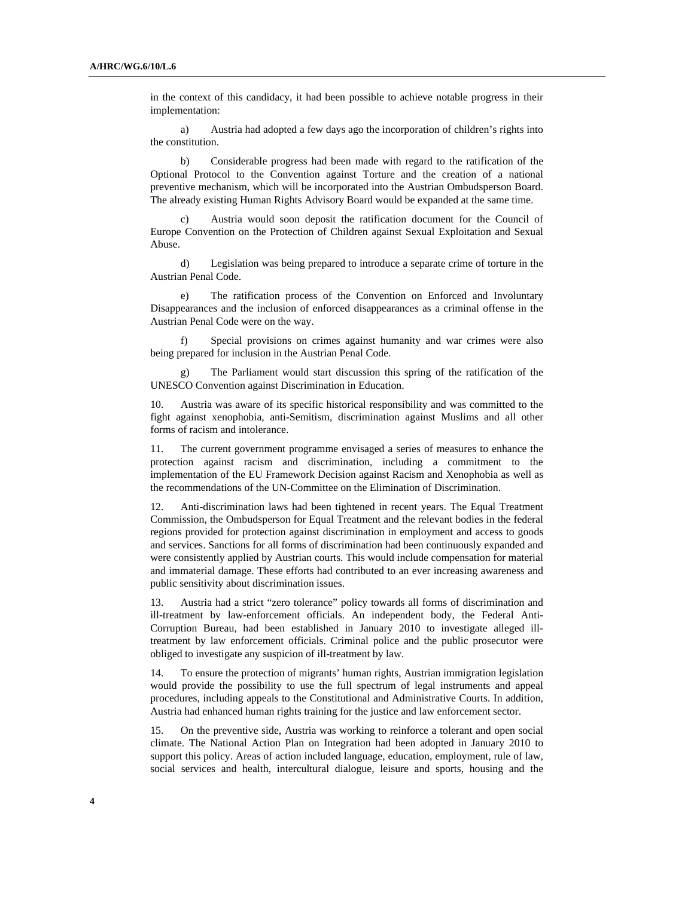in the context of this candidacy, it had been possible to achieve notable progress in their implementation:

a) Austria had adopted a few days ago the incorporation of children's rights into the constitution.

b) Considerable progress had been made with regard to the ratification of the Optional Protocol to the Convention against Torture and the creation of a national preventive mechanism, which will be incorporated into the Austrian Ombudsperson Board. The already existing Human Rights Advisory Board would be expanded at the same time.

c) Austria would soon deposit the ratification document for the Council of Europe Convention on the Protection of Children against Sexual Exploitation and Sexual Abuse.

d) Legislation was being prepared to introduce a separate crime of torture in the Austrian Penal Code.

e) The ratification process of the Convention on Enforced and Involuntary Disappearances and the inclusion of enforced disappearances as a criminal offense in the Austrian Penal Code were on the way.

f) Special provisions on crimes against humanity and war crimes were also being prepared for inclusion in the Austrian Penal Code.

g) The Parliament would start discussion this spring of the ratification of the UNESCO Convention against Discrimination in Education.

10. Austria was aware of its specific historical responsibility and was committed to the fight against xenophobia, anti-Semitism, discrimination against Muslims and all other forms of racism and intolerance.

11. The current government programme envisaged a series of measures to enhance the protection against racism and discrimination, including a commitment to the implementation of the EU Framework Decision against Racism and Xenophobia as well as the recommendations of the UN-Committee on the Elimination of Discrimination.

12. Anti-discrimination laws had been tightened in recent years. The Equal Treatment Commission, the Ombudsperson for Equal Treatment and the relevant bodies in the federal regions provided for protection against discrimination in employment and access to goods and services. Sanctions for all forms of discrimination had been continuously expanded and were consistently applied by Austrian courts. This would include compensation for material and immaterial damage. These efforts had contributed to an ever increasing awareness and public sensitivity about discrimination issues.

13. Austria had a strict "zero tolerance" policy towards all forms of discrimination and ill-treatment by law-enforcement officials. An independent body, the Federal Anti-Corruption Bureau, had been established in January 2010 to investigate alleged ill-treatment by law enforcement officials. Criminal police and the public prosecutor were obliged to investigate any suspicion of ill-treatment by law.

14. To ensure the protection of migrants' human rights, Austrian immigration legislation would provide the possibility to use the full spectrum of legal instruments and appeal procedures, including appeals to the Constitutional and Administrative Courts. In addition, Austria had enhanced human rights training for the justice and law enforcement sector.

15. On the preventive side, Austria was working to reinforce a tolerant and open social climate. The National Action Plan on Integration had been adopted in January 2010 to support this policy. Areas of action included language, education, employment, rule of law, social services and health, intercultural dialogue, leisure and sports, housing and the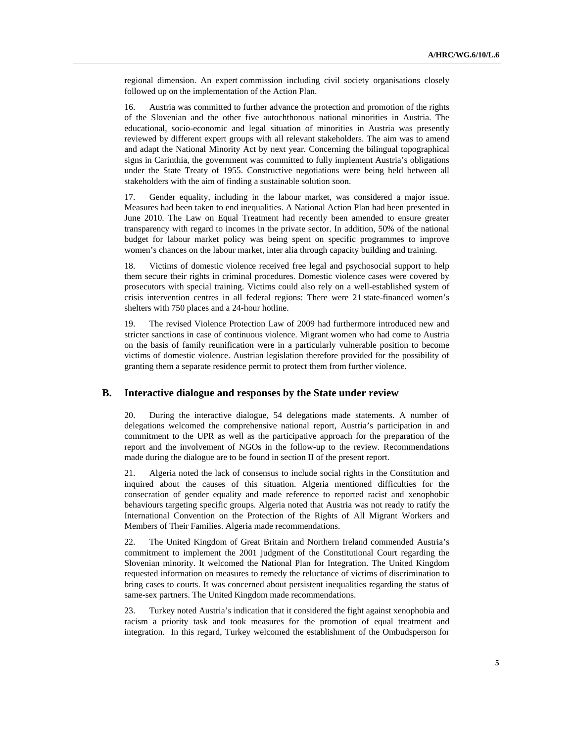regional dimension. An expert commission including civil society organisations closely followed up on the implementation of the Action Plan.

16. Austria was committed to further advance the protection and promotion of the rights of the Slovenian and the other five autochthonous national minorities in Austria. The educational, socio-economic and legal situation of minorities in Austria was presently reviewed by different expert groups with all relevant stakeholders. The aim was to amend and adapt the National Minority Act by next year. Concerning the bilingual topographical signs in Carinthia, the government was committed to fully implement Austria's obligations under the State Treaty of 1955. Constructive negotiations were being held between all stakeholders with the aim of finding a sustainable solution soon.

17. Gender equality, including in the labour market, was considered a major issue. Measures had been taken to end inequalities. A National Action Plan had been presented in June 2010. The Law on Equal Treatment had recently been amended to ensure greater transparency with regard to incomes in the private sector. In addition, 50% of the national budget for labour market policy was being spent on specific programmes to improve women's chances on the labour market, inter alia through capacity building and training.

18. Victims of domestic violence received free legal and psychosocial support to help them secure their rights in criminal procedures. Domestic violence cases were covered by prosecutors with special training. Victims could also rely on a well-established system of crisis intervention centres in all federal regions: There were 21 state-financed women's shelters with 750 places and a 24-hour hotline.

19. The revised Violence Protection Law of 2009 had furthermore introduced new and stricter sanctions in case of continuous violence. Migrant women who had come to Austria on the basis of family reunification were in a particularly vulnerable position to become victims of domestic violence. Austrian legislation therefore provided for the possibility of granting them a separate residence permit to protect them from further violence.

## B. Interactive dialogue and responses by the State under review

20. During the interactive dialogue, 54 delegations made statements. A number of delegations welcomed the comprehensive national report, Austria's participation in and commitment to the UPR as well as the participative approach for the preparation of the report and the involvement of NGOs in the follow-up to the review. Recommendations made during the dialogue are to be found in section II of the present report.

21. Algeria noted the lack of consensus to include social rights in the Constitution and inquired about the causes of this situation. Algeria mentioned difficulties for the consecration of gender equality and made reference to reported racist and xenophobic behaviours targeting specific groups. Algeria noted that Austria was not ready to ratify the International Convention on the Protection of the Rights of All Migrant Workers and Members of Their Families. Algeria made recommendations.

22. The United Kingdom of Great Britain and Northern Ireland commended Austria's commitment to implement the 2001 judgment of the Constitutional Court regarding the Slovenian minority. It welcomed the National Plan for Integration. The United Kingdom requested information on measures to remedy the reluctance of victims of discrimination to bring cases to courts. It was concerned about persistent inequalities regarding the status of same-sex partners. The United Kingdom made recommendations.

23. Turkey noted Austria's indication that it considered the fight against xenophobia and racism a priority task and took measures for the promotion of equal treatment and integration. In this regard, Turkey welcomed the establishment of the Ombudsperson for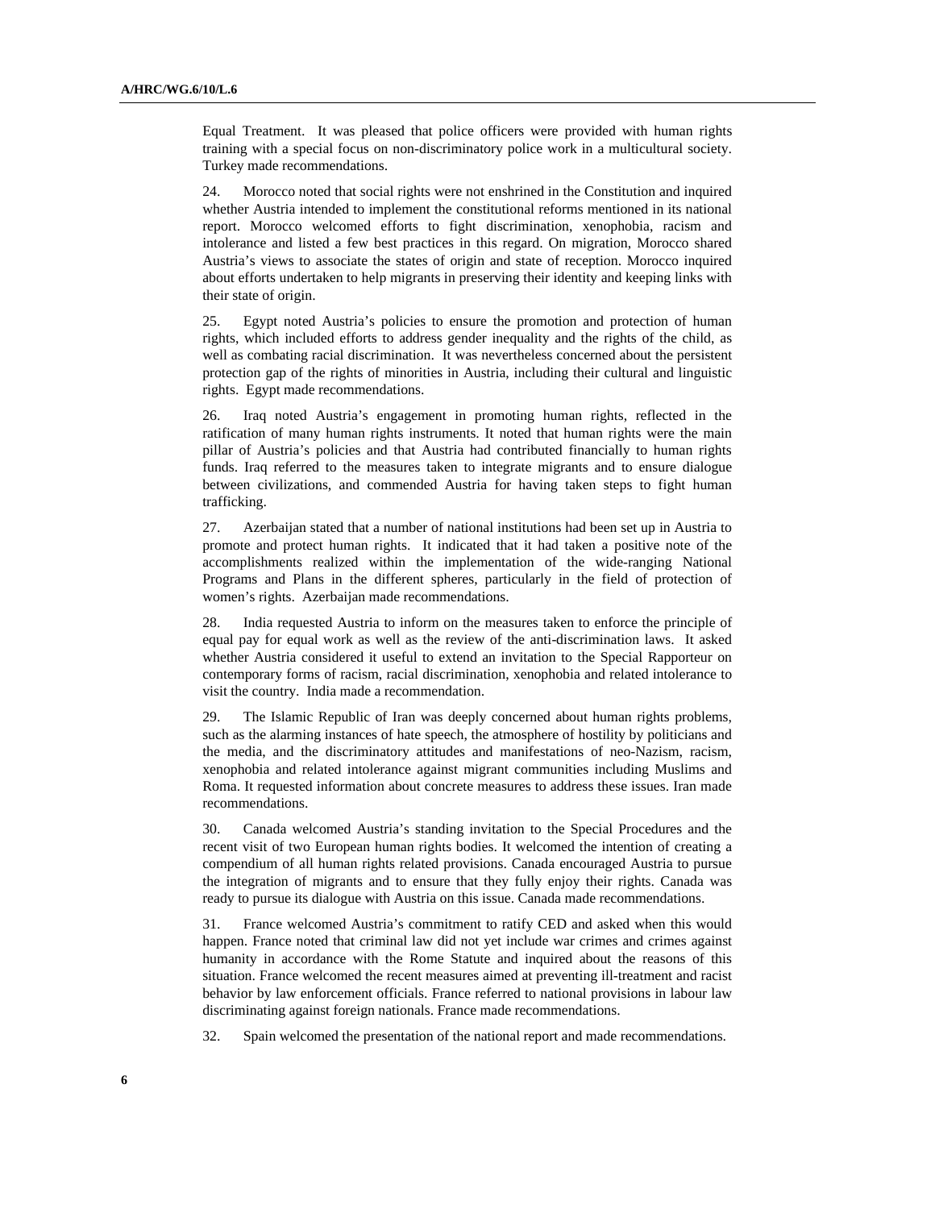Equal Treatment. It was pleased that police officers were provided with human rights training with a special focus on non-discriminatory police work in a multicultural society. Turkey made recommendations.

24. Morocco noted that social rights were not enshrined in the Constitution and inquired whether Austria intended to implement the constitutional reforms mentioned in its national report. Morocco welcomed efforts to fight discrimination, xenophobia, racism and intolerance and listed a few best practices in this regard. On migration, Morocco shared Austria's views to associate the states of origin and state of reception. Morocco inquired about efforts undertaken to help migrants in preserving their identity and keeping links with their state of origin.

25. Egypt noted Austria's policies to ensure the promotion and protection of human rights, which included efforts to address gender inequality and the rights of the child, as well as combating racial discrimination. It was nevertheless concerned about the persistent protection gap of the rights of minorities in Austria, including their cultural and linguistic rights. Egypt made recommendations.

26. Iraq noted Austria's engagement in promoting human rights, reflected in the ratification of many human rights instruments. It noted that human rights were the main pillar of Austria's policies and that Austria had contributed financially to human rights funds. Iraq referred to the measures taken to integrate migrants and to ensure dialogue between civilizations, and commended Austria for having taken steps to fight human trafficking.

27. Azerbaijan stated that a number of national institutions had been set up in Austria to promote and protect human rights. It indicated that it had taken a positive note of the accomplishments realized within the implementation of the wide-ranging National Programs and Plans in the different spheres, particularly in the field of protection of women's rights. Azerbaijan made recommendations.

28. India requested Austria to inform on the measures taken to enforce the principle of equal pay for equal work as well as the review of the anti-discrimination laws. It asked whether Austria considered it useful to extend an invitation to the Special Rapporteur on contemporary forms of racism, racial discrimination, xenophobia and related intolerance to visit the country. India made a recommendation.

29. The Islamic Republic of Iran was deeply concerned about human rights problems, such as the alarming instances of hate speech, the atmosphere of hostility by politicians and the media, and the discriminatory attitudes and manifestations of neo-Nazism, racism, xenophobia and related intolerance against migrant communities including Muslims and Roma. It requested information about concrete measures to address these issues. Iran made recommendations.

30. Canada welcomed Austria's standing invitation to the Special Procedures and the recent visit of two European human rights bodies. It welcomed the intention of creating a compendium of all human rights related provisions. Canada encouraged Austria to pursue the integration of migrants and to ensure that they fully enjoy their rights. Canada was ready to pursue its dialogue with Austria on this issue. Canada made recommendations.

31. France welcomed Austria's commitment to ratify CED and asked when this would happen. France noted that criminal law did not yet include war crimes and crimes against humanity in accordance with the Rome Statute and inquired about the reasons of this situation. France welcomed the recent measures aimed at preventing ill-treatment and racist behavior by law enforcement officials. France referred to national provisions in labour law discriminating against foreign nationals. France made recommendations.

32. Spain welcomed the presentation of the national report and made recommendations.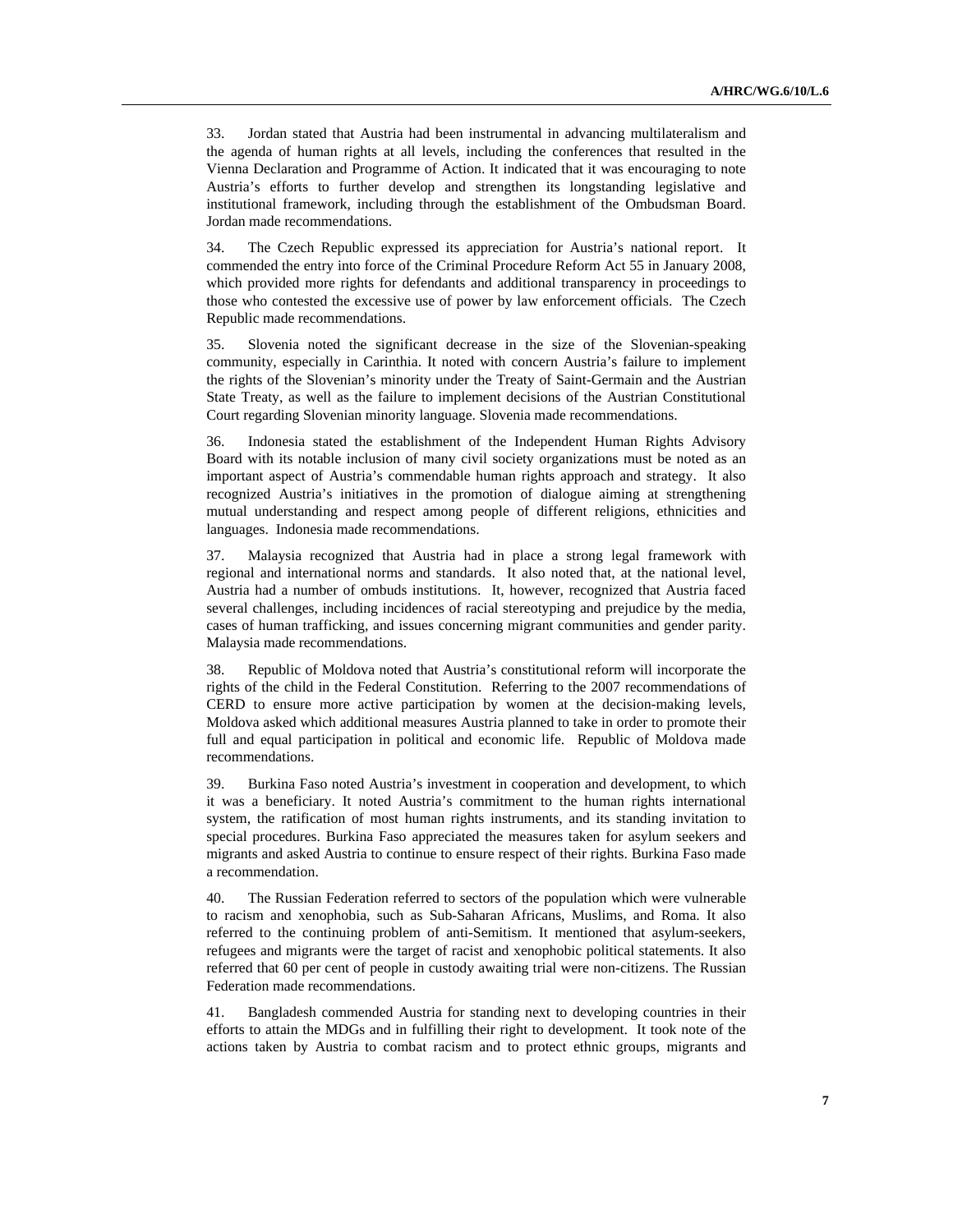33. Jordan stated that Austria had been instrumental in advancing multilateralism and the agenda of human rights at all levels, including the conferences that resulted in the Vienna Declaration and Programme of Action. It indicated that it was encouraging to note Austria's efforts to further develop and strengthen its longstanding legislative and institutional framework, including through the establishment of the Ombudsman Board. Jordan made recommendations.

34. The Czech Republic expressed its appreciation for Austria's national report. It commended the entry into force of the Criminal Procedure Reform Act 55 in January 2008, which provided more rights for defendants and additional transparency in proceedings to those who contested the excessive use of power by law enforcement officials. The Czech Republic made recommendations.

35. Slovenia noted the significant decrease in the size of the Slovenian-speaking community, especially in Carinthia. It noted with concern Austria's failure to implement the rights of the Slovenian's minority under the Treaty of Saint-Germain and the Austrian State Treaty, as well as the failure to implement decisions of the Austrian Constitutional Court regarding Slovenian minority language. Slovenia made recommendations.

36. Indonesia stated the establishment of the Independent Human Rights Advisory Board with its notable inclusion of many civil society organizations must be noted as an important aspect of Austria's commendable human rights approach and strategy. It also recognized Austria's initiatives in the promotion of dialogue aiming at strengthening mutual understanding and respect among people of different religions, ethnicities and languages. Indonesia made recommendations.

37. Malaysia recognized that Austria had in place a strong legal framework with regional and international norms and standards. It also noted that, at the national level, Austria had a number of ombuds institutions. It, however, recognized that Austria faced several challenges, including incidences of racial stereotyping and prejudice by the media, cases of human trafficking, and issues concerning migrant communities and gender parity. Malaysia made recommendations.

38. Republic of Moldova noted that Austria's constitutional reform will incorporate the rights of the child in the Federal Constitution. Referring to the 2007 recommendations of CERD to ensure more active participation by women at the decision-making levels, Moldova asked which additional measures Austria planned to take in order to promote their full and equal participation in political and economic life. Republic of Moldova made recommendations.

39. Burkina Faso noted Austria's investment in cooperation and development, to which it was a beneficiary. It noted Austria's commitment to the human rights international system, the ratification of most human rights instruments, and its standing invitation to special procedures. Burkina Faso appreciated the measures taken for asylum seekers and migrants and asked Austria to continue to ensure respect of their rights. Burkina Faso made a recommendation.

40. The Russian Federation referred to sectors of the population which were vulnerable to racism and xenophobia, such as Sub-Saharan Africans, Muslims, and Roma. It also referred to the continuing problem of anti-Semitism. It mentioned that asylum-seekers, refugees and migrants were the target of racist and xenophobic political statements. It also referred that 60 per cent of people in custody awaiting trial were non-citizens. The Russian Federation made recommendations.

41. Bangladesh commended Austria for standing next to developing countries in their efforts to attain the MDGs and in fulfilling their right to development. It took note of the actions taken by Austria to combat racism and to protect ethnic groups, migrants and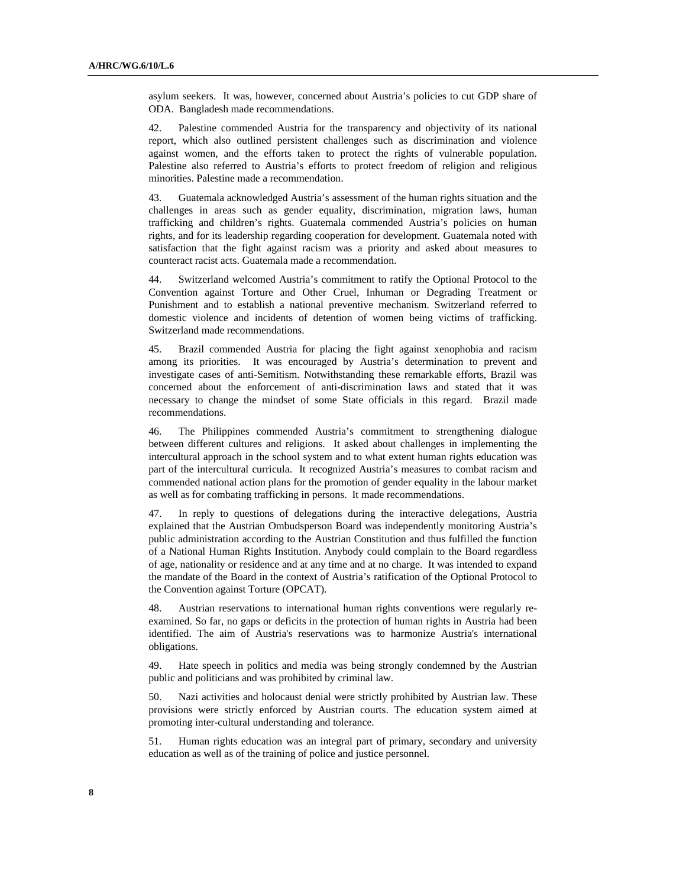asylum seekers. It was, however, concerned about Austria's policies to cut GDP share of ODA. Bangladesh made recommendations.

42. Palestine commended Austria for the transparency and objectivity of its national report, which also outlined persistent challenges such as discrimination and violence against women, and the efforts taken to protect the rights of vulnerable population. Palestine also referred to Austria's efforts to protect freedom of religion and religious minorities. Palestine made a recommendation.

43. Guatemala acknowledged Austria's assessment of the human rights situation and the challenges in areas such as gender equality, discrimination, migration laws, human trafficking and children's rights. Guatemala commended Austria's policies on human rights, and for its leadership regarding cooperation for development. Guatemala noted with satisfaction that the fight against racism was a priority and asked about measures to counteract racist acts. Guatemala made a recommendation.

44. Switzerland welcomed Austria's commitment to ratify the Optional Protocol to the Convention against Torture and Other Cruel, Inhuman or Degrading Treatment or Punishment and to establish a national preventive mechanism. Switzerland referred to domestic violence and incidents of detention of women being victims of trafficking. Switzerland made recommendations.

45. Brazil commended Austria for placing the fight against xenophobia and racism among its priorities. It was encouraged by Austria's determination to prevent and investigate cases of anti-Semitism. Notwithstanding these remarkable efforts, Brazil was concerned about the enforcement of anti-discrimination laws and stated that it was necessary to change the mindset of some State officials in this regard. Brazil made recommendations.

46. The Philippines commended Austria's commitment to strengthening dialogue between different cultures and religions. It asked about challenges in implementing the intercultural approach in the school system and to what extent human rights education was part of the intercultural curricula. It recognized Austria's measures to combat racism and commended national action plans for the promotion of gender equality in the labour market as well as for combating trafficking in persons. It made recommendations.

47. In reply to questions of delegations during the interactive delegations, Austria explained that the Austrian Ombudsperson Board was independently monitoring Austria's public administration according to the Austrian Constitution and thus fulfilled the function of a National Human Rights Institution. Anybody could complain to the Board regardless of age, nationality or residence and at any time and at no charge. It was intended to expand the mandate of the Board in the context of Austria's ratification of the Optional Protocol to the Convention against Torture (OPCAT).

48. Austrian reservations to international human rights conventions were regularly re-examined. So far, no gaps or deficits in the protection of human rights in Austria had been identified. The aim of Austria's reservations was to harmonize Austria's international obligations.

49. Hate speech in politics and media was being strongly condemned by the Austrian public and politicians and was prohibited by criminal law.

50. Nazi activities and holocaust denial were strictly prohibited by Austrian law. These provisions were strictly enforced by Austrian courts. The education system aimed at promoting inter-cultural understanding and tolerance.

51. Human rights education was an integral part of primary, secondary and university education as well as of the training of police and justice personnel.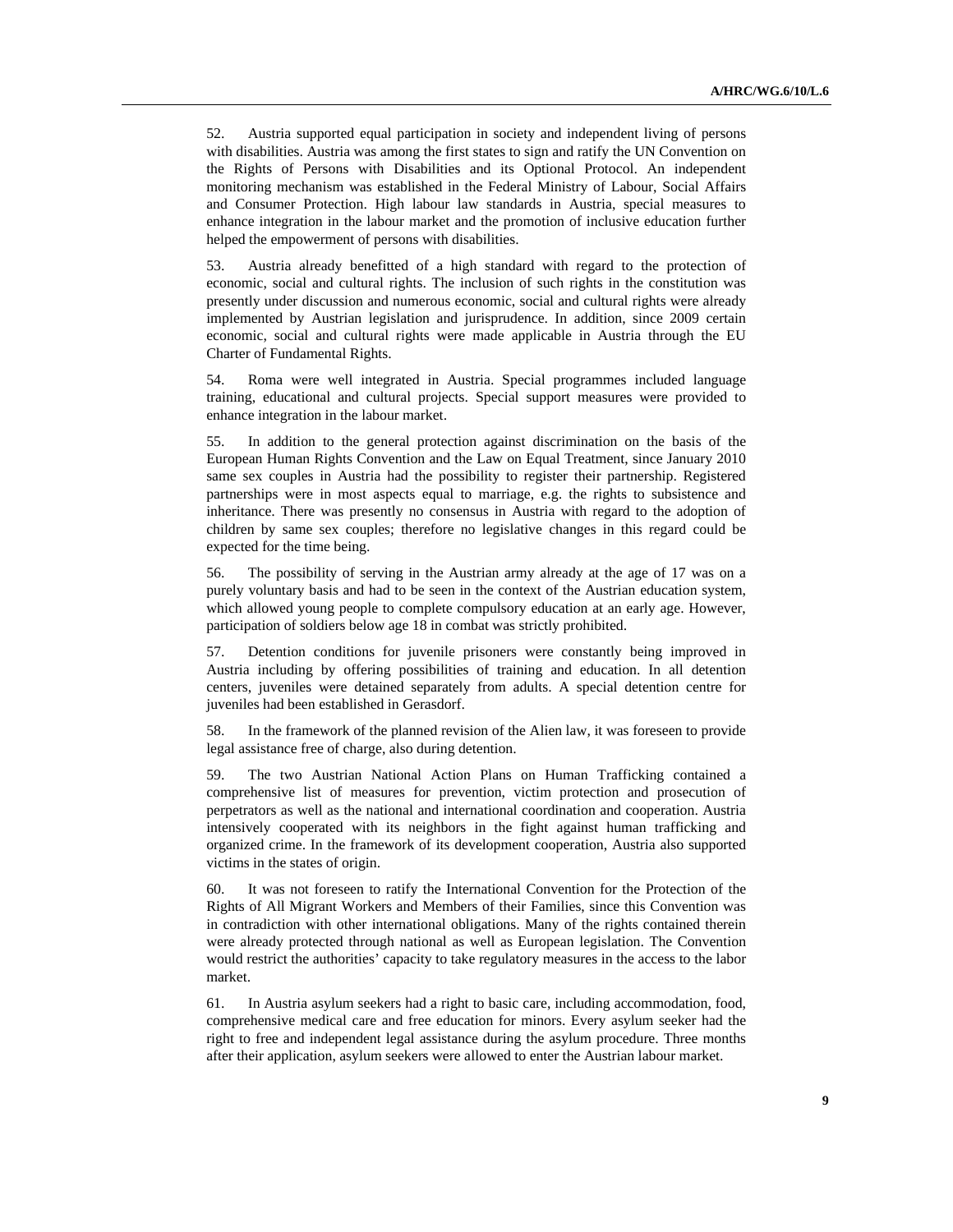52. Austria supported equal participation in society and independent living of persons with disabilities. Austria was among the first states to sign and ratify the UN Convention on the Rights of Persons with Disabilities and its Optional Protocol. An independent monitoring mechanism was established in the Federal Ministry of Labour, Social Affairs and Consumer Protection. High labour law standards in Austria, special measures to enhance integration in the labour market and the promotion of inclusive education further helped the empowerment of persons with disabilities.

53. Austria already benefitted of a high standard with regard to the protection of economic, social and cultural rights. The inclusion of such rights in the constitution was presently under discussion and numerous economic, social and cultural rights were already implemented by Austrian legislation and jurisprudence. In addition, since 2009 certain economic, social and cultural rights were made applicable in Austria through the EU Charter of Fundamental Rights.

54. Roma were well integrated in Austria. Special programmes included language training, educational and cultural projects. Special support measures were provided to enhance integration in the labour market.

55. In addition to the general protection against discrimination on the basis of the European Human Rights Convention and the Law on Equal Treatment, since January 2010 same sex couples in Austria had the possibility to register their partnership. Registered partnerships were in most aspects equal to marriage, e.g. the rights to subsistence and inheritance. There was presently no consensus in Austria with regard to the adoption of children by same sex couples; therefore no legislative changes in this regard could be expected for the time being.

56. The possibility of serving in the Austrian army already at the age of 17 was on a purely voluntary basis and had to be seen in the context of the Austrian education system, which allowed young people to complete compulsory education at an early age. However, participation of soldiers below age 18 in combat was strictly prohibited.

57. Detention conditions for juvenile prisoners were constantly being improved in Austria including by offering possibilities of training and education. In all detention centers, juveniles were detained separately from adults. A special detention centre for juveniles had been established in Gerasdorf.

58. In the framework of the planned revision of the Alien law, it was foreseen to provide legal assistance free of charge, also during detention.

59. The two Austrian National Action Plans on Human Trafficking contained a comprehensive list of measures for prevention, victim protection and prosecution of perpetrators as well as the national and international coordination and cooperation. Austria intensively cooperated with its neighbors in the fight against human trafficking and organized crime. In the framework of its development cooperation, Austria also supported victims in the states of origin.

60. It was not foreseen to ratify the International Convention for the Protection of the Rights of All Migrant Workers and Members of their Families, since this Convention was in contradiction with other international obligations. Many of the rights contained therein were already protected through national as well as European legislation. The Convention would restrict the authorities' capacity to take regulatory measures in the access to the labor market.

61. In Austria asylum seekers had a right to basic care, including accommodation, food, comprehensive medical care and free education for minors. Every asylum seeker had the right to free and independent legal assistance during the asylum procedure. Three months after their application, asylum seekers were allowed to enter the Austrian labour market.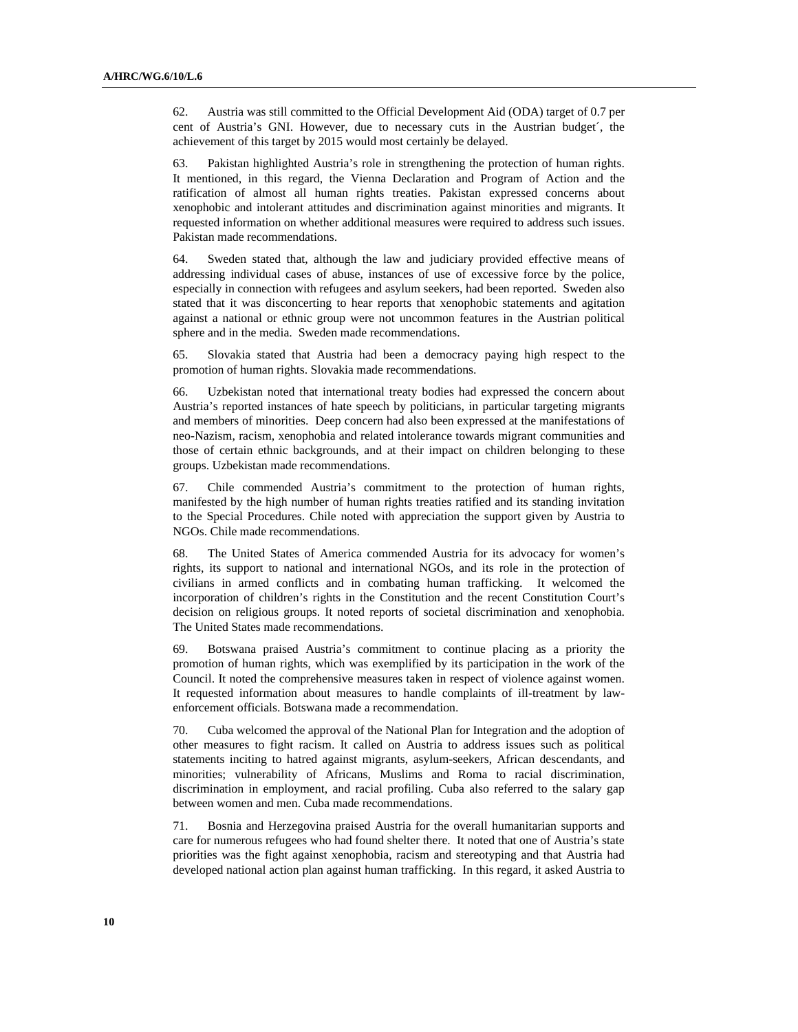62. Austria was still committed to the Official Development Aid (ODA) target of 0.7 per cent of Austria's GNI. However, due to necessary cuts in the Austrian budget´, the achievement of this target by 2015 would most certainly be delayed.

63. Pakistan highlighted Austria's role in strengthening the protection of human rights. It mentioned, in this regard, the Vienna Declaration and Program of Action and the ratification of almost all human rights treaties. Pakistan expressed concerns about xenophobic and intolerant attitudes and discrimination against minorities and migrants. It requested information on whether additional measures were required to address such issues. Pakistan made recommendations.

64. Sweden stated that, although the law and judiciary provided effective means of addressing individual cases of abuse, instances of use of excessive force by the police, especially in connection with refugees and asylum seekers, had been reported. Sweden also stated that it was disconcerting to hear reports that xenophobic statements and agitation against a national or ethnic group were not uncommon features in the Austrian political sphere and in the media. Sweden made recommendations.

65. Slovakia stated that Austria had been a democracy paying high respect to the promotion of human rights. Slovakia made recommendations.

66. Uzbekistan noted that international treaty bodies had expressed the concern about Austria's reported instances of hate speech by politicians, in particular targeting migrants and members of minorities. Deep concern had also been expressed at the manifestations of neo-Nazism, racism, xenophobia and related intolerance towards migrant communities and those of certain ethnic backgrounds, and at their impact on children belonging to these groups. Uzbekistan made recommendations.

67. Chile commended Austria's commitment to the protection of human rights, manifested by the high number of human rights treaties ratified and its standing invitation to the Special Procedures. Chile noted with appreciation the support given by Austria to NGOs. Chile made recommendations.

68. The United States of America commended Austria for its advocacy for women's rights, its support to national and international NGOs, and its role in the protection of civilians in armed conflicts and in combating human trafficking. It welcomed the incorporation of children's rights in the Constitution and the recent Constitution Court's decision on religious groups. It noted reports of societal discrimination and xenophobia. The United States made recommendations.

69. Botswana praised Austria's commitment to continue placing as a priority the promotion of human rights, which was exemplified by its participation in the work of the Council. It noted the comprehensive measures taken in respect of violence against women. It requested information about measures to handle complaints of ill-treatment by law-enforcement officials. Botswana made a recommendation.

70. Cuba welcomed the approval of the National Plan for Integration and the adoption of other measures to fight racism. It called on Austria to address issues such as political statements inciting to hatred against migrants, asylum-seekers, African descendants, and minorities; vulnerability of Africans, Muslims and Roma to racial discrimination, discrimination in employment, and racial profiling. Cuba also referred to the salary gap between women and men. Cuba made recommendations.

71. Bosnia and Herzegovina praised Austria for the overall humanitarian supports and care for numerous refugees who had found shelter there. It noted that one of Austria's state priorities was the fight against xenophobia, racism and stereotyping and that Austria had developed national action plan against human trafficking. In this regard, it asked Austria to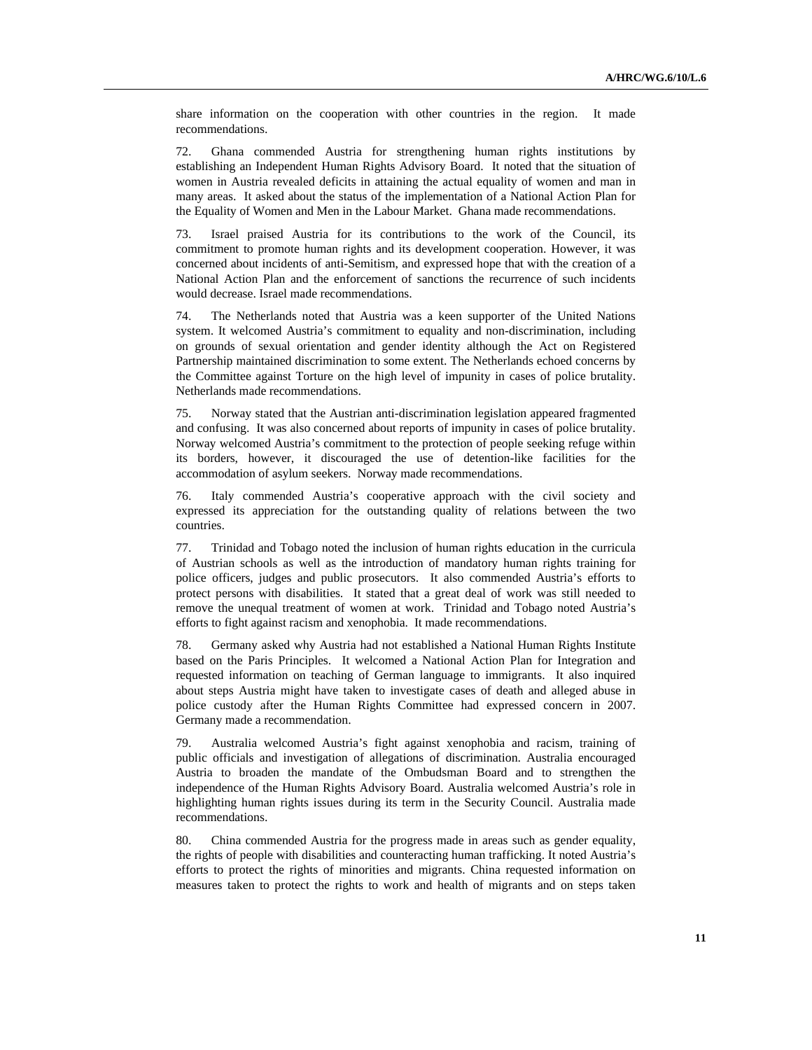share information on the cooperation with other countries in the region. It made recommendations.

72. Ghana commended Austria for strengthening human rights institutions by establishing an Independent Human Rights Advisory Board. It noted that the situation of women in Austria revealed deficits in attaining the actual equality of women and man in many areas. It asked about the status of the implementation of a National Action Plan for the Equality of Women and Men in the Labour Market. Ghana made recommendations.

73. Israel praised Austria for its contributions to the work of the Council, its commitment to promote human rights and its development cooperation. However, it was concerned about incidents of anti-Semitism, and expressed hope that with the creation of a National Action Plan and the enforcement of sanctions the recurrence of such incidents would decrease. Israel made recommendations.

74. The Netherlands noted that Austria was a keen supporter of the United Nations system. It welcomed Austria's commitment to equality and non-discrimination, including on grounds of sexual orientation and gender identity although the Act on Registered Partnership maintained discrimination to some extent. The Netherlands echoed concerns by the Committee against Torture on the high level of impunity in cases of police brutality. Netherlands made recommendations.

75. Norway stated that the Austrian anti-discrimination legislation appeared fragmented and confusing. It was also concerned about reports of impunity in cases of police brutality. Norway welcomed Austria's commitment to the protection of people seeking refuge within its borders, however, it discouraged the use of detention-like facilities for the accommodation of asylum seekers. Norway made recommendations.

76. Italy commended Austria's cooperative approach with the civil society and expressed its appreciation for the outstanding quality of relations between the two countries.

77. Trinidad and Tobago noted the inclusion of human rights education in the curricula of Austrian schools as well as the introduction of mandatory human rights training for police officers, judges and public prosecutors. It also commended Austria's efforts to protect persons with disabilities. It stated that a great deal of work was still needed to remove the unequal treatment of women at work. Trinidad and Tobago noted Austria's efforts to fight against racism and xenophobia. It made recommendations.

78. Germany asked why Austria had not established a National Human Rights Institute based on the Paris Principles. It welcomed a National Action Plan for Integration and requested information on teaching of German language to immigrants. It also inquired about steps Austria might have taken to investigate cases of death and alleged abuse in police custody after the Human Rights Committee had expressed concern in 2007. Germany made a recommendation.

79. Australia welcomed Austria's fight against xenophobia and racism, training of public officials and investigation of allegations of discrimination. Australia encouraged Austria to broaden the mandate of the Ombudsman Board and to strengthen the independence of the Human Rights Advisory Board. Australia welcomed Austria's role in highlighting human rights issues during its term in the Security Council. Australia made recommendations.

80. China commended Austria for the progress made in areas such as gender equality, the rights of people with disabilities and counteracting human trafficking. It noted Austria's efforts to protect the rights of minorities and migrants. China requested information on measures taken to protect the rights to work and health of migrants and on steps taken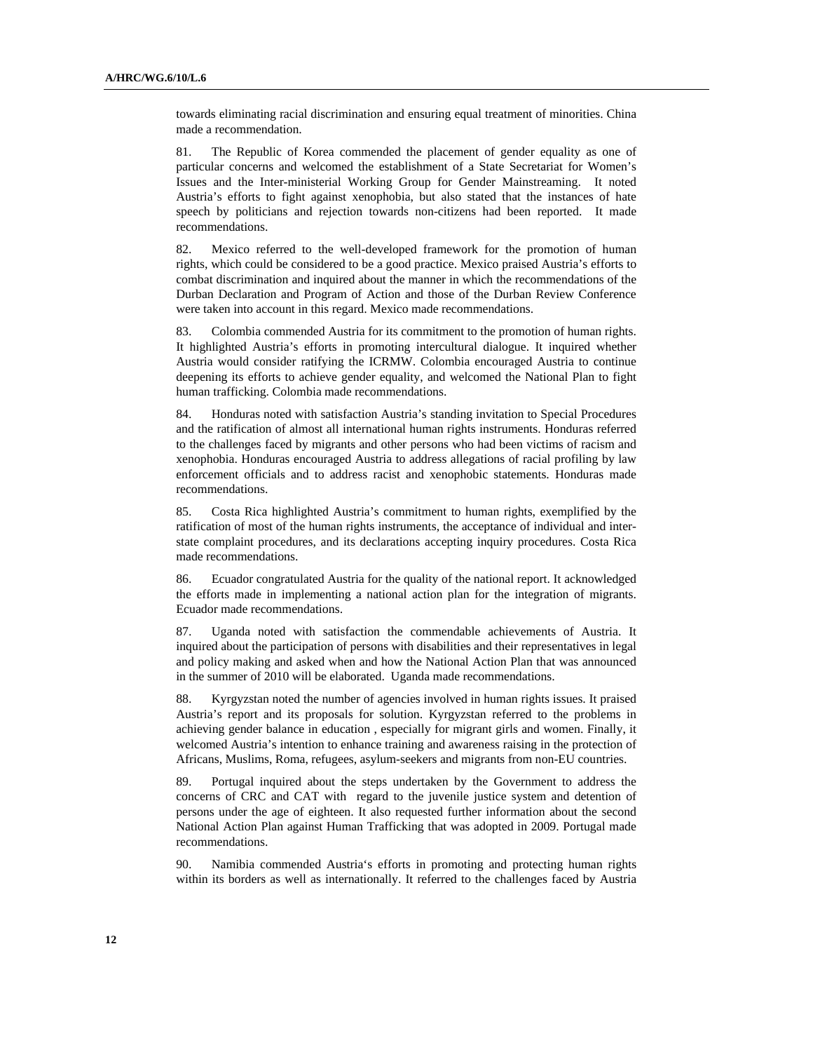towards eliminating racial discrimination and ensuring equal treatment of minorities. China made a recommendation.

81. The Republic of Korea commended the placement of gender equality as one of particular concerns and welcomed the establishment of a State Secretariat for Women's Issues and the Inter-ministerial Working Group for Gender Mainstreaming. It noted Austria's efforts to fight against xenophobia, but also stated that the instances of hate speech by politicians and rejection towards non-citizens had been reported. It made recommendations.

82. Mexico referred to the well-developed framework for the promotion of human rights, which could be considered to be a good practice. Mexico praised Austria's efforts to combat discrimination and inquired about the manner in which the recommendations of the Durban Declaration and Program of Action and those of the Durban Review Conference were taken into account in this regard. Mexico made recommendations.

83. Colombia commended Austria for its commitment to the promotion of human rights. It highlighted Austria's efforts in promoting intercultural dialogue. It inquired whether Austria would consider ratifying the ICRMW. Colombia encouraged Austria to continue deepening its efforts to achieve gender equality, and welcomed the National Plan to fight human trafficking. Colombia made recommendations.

84. Honduras noted with satisfaction Austria's standing invitation to Special Procedures and the ratification of almost all international human rights instruments. Honduras referred to the challenges faced by migrants and other persons who had been victims of racism and xenophobia. Honduras encouraged Austria to address allegations of racial profiling by law enforcement officials and to address racist and xenophobic statements. Honduras made recommendations.

85. Costa Rica highlighted Austria's commitment to human rights, exemplified by the ratification of most of the human rights instruments, the acceptance of individual and inter-state complaint procedures, and its declarations accepting inquiry procedures. Costa Rica made recommendations.

86. Ecuador congratulated Austria for the quality of the national report. It acknowledged the efforts made in implementing a national action plan for the integration of migrants. Ecuador made recommendations.

87. Uganda noted with satisfaction the commendable achievements of Austria. It inquired about the participation of persons with disabilities and their representatives in legal and policy making and asked when and how the National Action Plan that was announced in the summer of 2010 will be elaborated. Uganda made recommendations.

88. Kyrgyzstan noted the number of agencies involved in human rights issues. It praised Austria's report and its proposals for solution. Kyrgyzstan referred to the problems in achieving gender balance in education , especially for migrant girls and women. Finally, it welcomed Austria's intention to enhance training and awareness raising in the protection of Africans, Muslims, Roma, refugees, asylum-seekers and migrants from non-EU countries.

89. Portugal inquired about the steps undertaken by the Government to address the concerns of CRC and CAT with regard to the juvenile justice system and detention of persons under the age of eighteen. It also requested further information about the second National Action Plan against Human Trafficking that was adopted in 2009. Portugal made recommendations.

90. Namibia commended Austria's efforts in promoting and protecting human rights within its borders as well as internationally. It referred to the challenges faced by Austria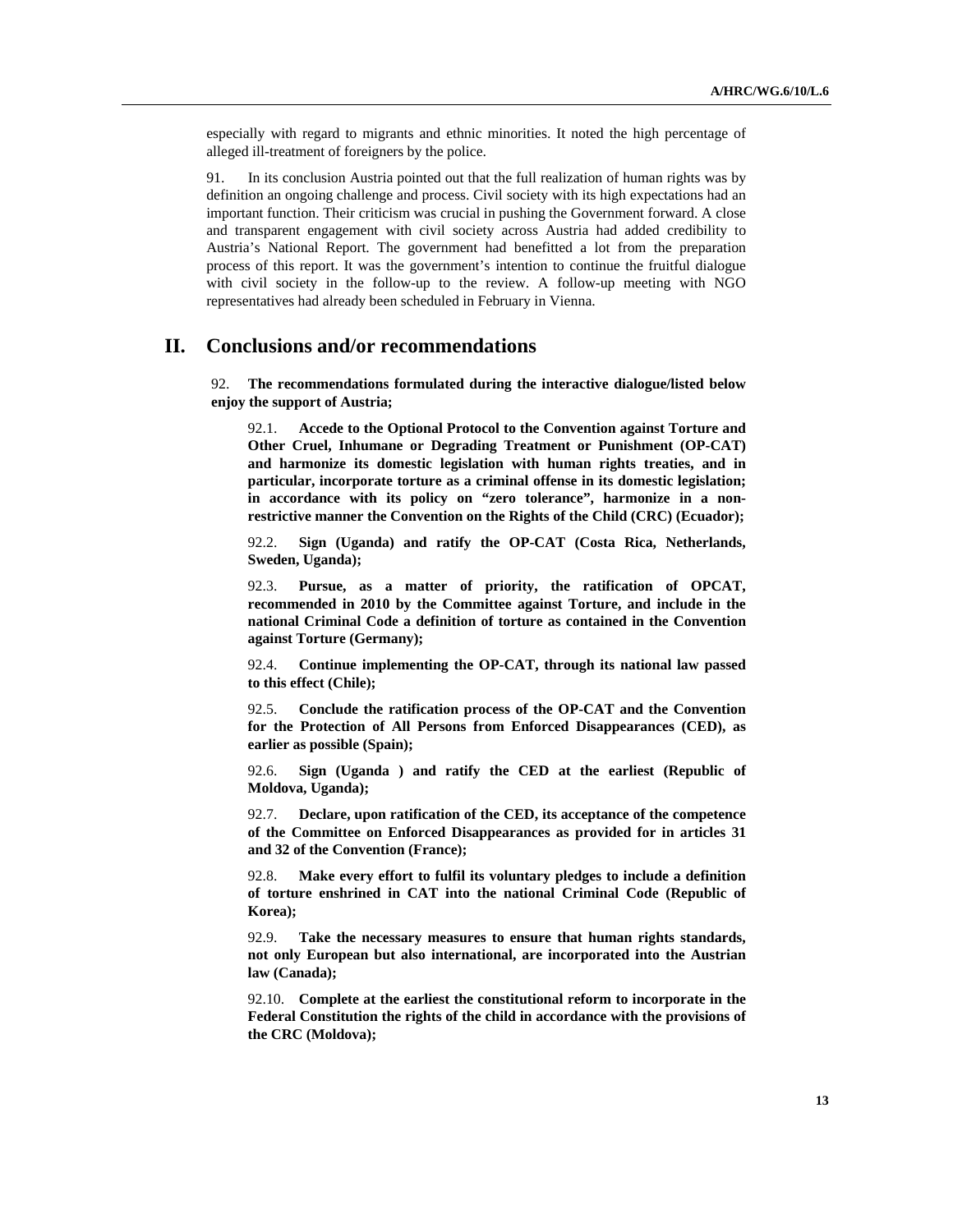especially with regard to migrants and ethnic minorities. It noted the high percentage of alleged ill-treatment of foreigners by the police.

91. In its conclusion Austria pointed out that the full realization of human rights was by definition an ongoing challenge and process. Civil society with its high expectations had an important function. Their criticism was crucial in pushing the Government forward. A close and transparent engagement with civil society across Austria had added credibility to Austria's National Report. The government had benefitted a lot from the preparation process of this report. It was the government's intention to continue the fruitful dialogue with civil society in the follow-up to the review. A follow-up meeting with NGO representatives had already been scheduled in February in Vienna.

## II. Conclusions and/or recommendations

92. **The recommendations formulated during the interactive dialogue/listed below enjoy the support of Austria;**

92.1. **Accede to the Optional Protocol to the Convention against Torture and Other Cruel, Inhumane or Degrading Treatment or Punishment (OP-CAT) and harmonize its domestic legislation with human rights treaties, and in particular, incorporate torture as a criminal offense in its domestic legislation; in accordance with its policy on "zero tolerance", harmonize in a non-restrictive manner the Convention on the Rights of the Child (CRC) (Ecuador);**

92.2. **Sign (Uganda) and ratify the OP-CAT (Costa Rica, Netherlands, Sweden, Uganda);**

92.3. **Pursue, as a matter of priority, the ratification of OPCAT, recommended in 2010 by the Committee against Torture, and include in the national Criminal Code a definition of torture as contained in the Convention against Torture (Germany);**

92.4. **Continue implementing the OP-CAT, through its national law passed to this effect (Chile);**

92.5. **Conclude the ratification process of the OP-CAT and the Convention for the Protection of All Persons from Enforced Disappearances (CED), as earlier as possible (Spain);**

92.6. **Sign (Uganda ) and ratify the CED at the earliest (Republic of Moldova, Uganda);**

92.7. **Declare, upon ratification of the CED, its acceptance of the competence of the Committee on Enforced Disappearances as provided for in articles 31 and 32 of the Convention (France);**

92.8. **Make every effort to fulfil its voluntary pledges to include a definition of torture enshrined in CAT into the national Criminal Code (Republic of Korea);**

92.9. **Take the necessary measures to ensure that human rights standards, not only European but also international, are incorporated into the Austrian law (Canada);**

92.10. **Complete at the earliest the constitutional reform to incorporate in the Federal Constitution the rights of the child in accordance with the provisions of the CRC (Moldova);**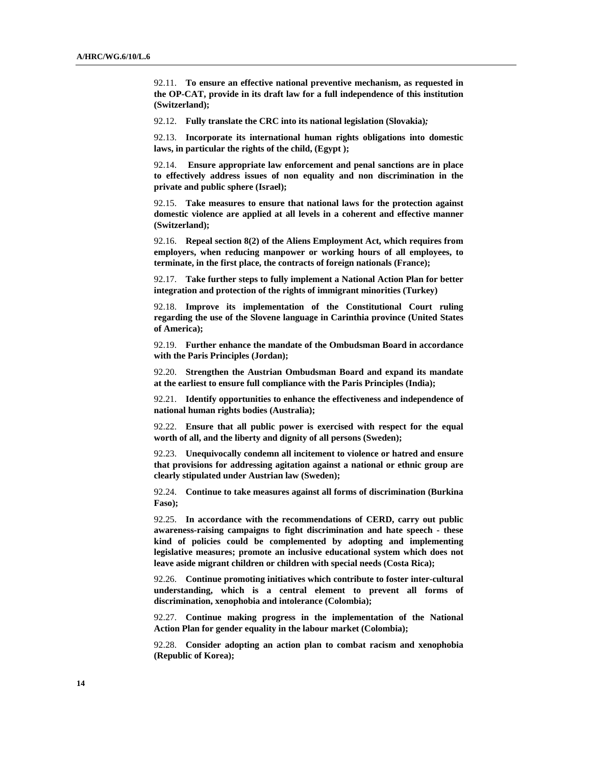92.11. **To ensure an effective national preventive mechanism, as requested in the OP-CAT, provide in its draft law for a full independence of this institution (Switzerland);**

92.12. **Fully translate the CRC into its national legislation (Slovakia)*;***

92.13. **Incorporate its international human rights obligations into domestic laws, in particular the rights of the child, (Egypt );**

92.14. **Ensure appropriate law enforcement and penal sanctions are in place to effectively address issues of non equality and non discrimination in the private and public sphere (Israel);**

92.15. **Take measures to ensure that national laws for the protection against domestic violence are applied at all levels in a coherent and effective manner (Switzerland);**

92.16. **Repeal section 8(2) of the Aliens Employment Act, which requires from employers, when reducing manpower or working hours of all employees, to terminate, in the first place, the contracts of foreign nationals (France);**

92.17. **Take further steps to fully implement a National Action Plan for better integration and protection of the rights of immigrant minorities (Turkey)**

92.18. **Improve its implementation of the Constitutional Court ruling regarding the use of the Slovene language in Carinthia province (United States of America);**

92.19. **Further enhance the mandate of the Ombudsman Board in accordance with the Paris Principles (Jordan);**

92.20. **Strengthen the Austrian Ombudsman Board and expand its mandate at the earliest to ensure full compliance with the Paris Principles (India);**

92.21. **Identify opportunities to enhance the effectiveness and independence of national human rights bodies (Australia);**

92.22. **Ensure that all public power is exercised with respect for the equal worth of all, and the liberty and dignity of all persons (Sweden);**

92.23. **Unequivocally condemn all incitement to violence or hatred and ensure that provisions for addressing agitation against a national or ethnic group are clearly stipulated under Austrian law (Sweden);**

92.24. **Continue to take measures against all forms of discrimination (Burkina Faso);**

92.25. **In accordance with the recommendations of CERD, carry out public awareness-raising campaigns to fight discrimination and hate speech - these kind of policies could be complemented by adopting and implementing legislative measures; promote an inclusive educational system which does not leave aside migrant children or children with special needs (Costa Rica);**

92.26. **Continue promoting initiatives which contribute to foster inter-cultural understanding, which is a central element to prevent all forms of discrimination, xenophobia and intolerance (Colombia);**

92.27. **Continue making progress in the implementation of the National Action Plan for gender equality in the labour market (Colombia);**

92.28. **Consider adopting an action plan to combat racism and xenophobia (Republic of Korea);**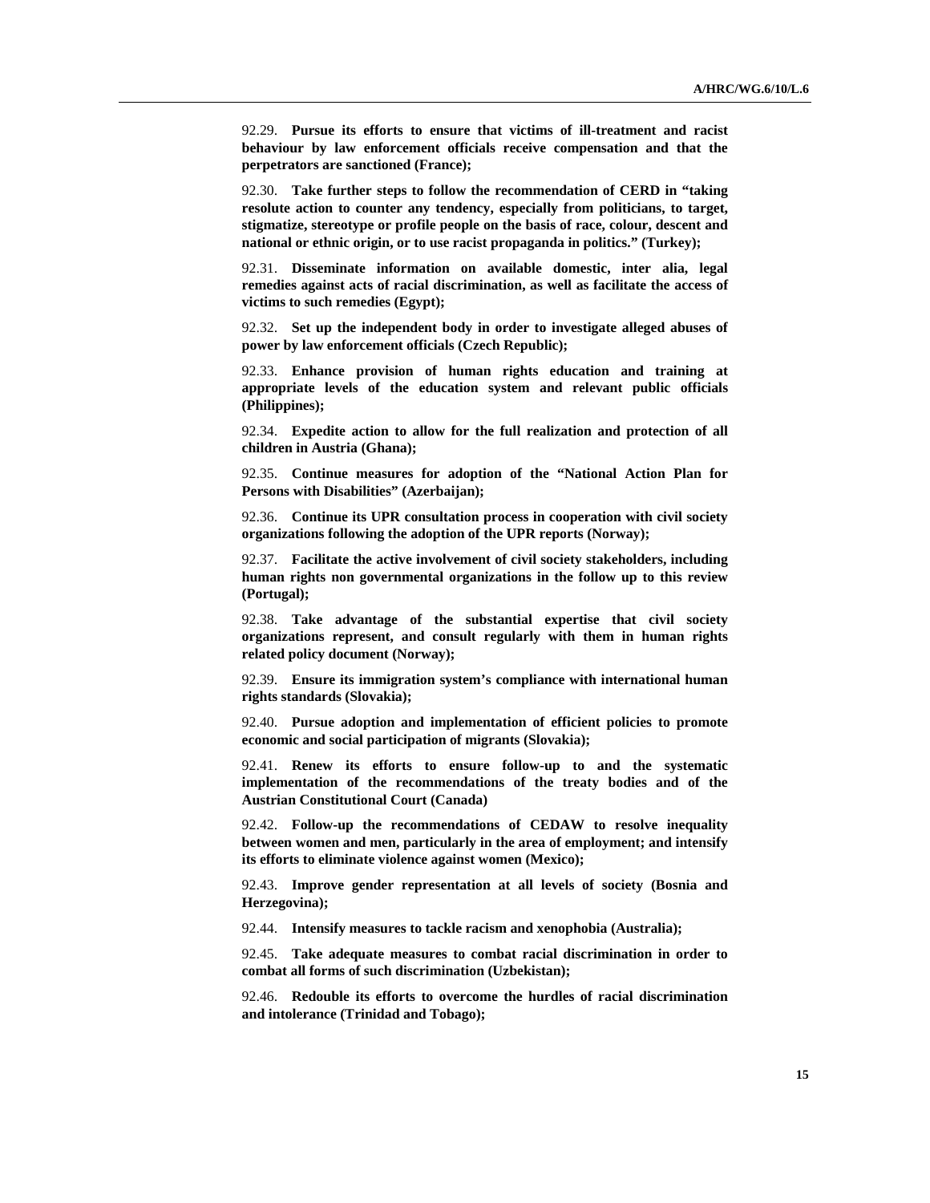92.29. **Pursue its efforts to ensure that victims of ill-treatment and racist behaviour by law enforcement officials receive compensation and that the perpetrators are sanctioned (France);**

92.30. **Take further steps to follow the recommendation of CERD in "taking resolute action to counter any tendency, especially from politicians, to target, stigmatize, stereotype or profile people on the basis of race, colour, descent and national or ethnic origin, or to use racist propaganda in politics." (Turkey);**

92.31. **Disseminate information on available domestic, inter alia, legal remedies against acts of racial discrimination, as well as facilitate the access of victims to such remedies (Egypt);**

92.32. **Set up the independent body in order to investigate alleged abuses of power by law enforcement officials (Czech Republic);**

92.33. **Enhance provision of human rights education and training at appropriate levels of the education system and relevant public officials (Philippines);**

92.34. **Expedite action to allow for the full realization and protection of all children in Austria (Ghana);**

92.35. **Continue measures for adoption of the "National Action Plan for Persons with Disabilities" (Azerbaijan);**

92.36. **Continue its UPR consultation process in cooperation with civil society organizations following the adoption of the UPR reports (Norway);**

92.37. **Facilitate the active involvement of civil society stakeholders, including human rights non governmental organizations in the follow up to this review (Portugal);**

92.38. **Take advantage of the substantial expertise that civil society organizations represent, and consult regularly with them in human rights related policy document (Norway);**

92.39. **Ensure its immigration system's compliance with international human rights standards (Slovakia);**

92.40. **Pursue adoption and implementation of efficient policies to promote economic and social participation of migrants (Slovakia);**

92.41. **Renew its efforts to ensure follow-up to and the systematic implementation of the recommendations of the treaty bodies and of the Austrian Constitutional Court (Canada)**

92.42. **Follow-up the recommendations of CEDAW to resolve inequality between women and men, particularly in the area of employment; and intensify its efforts to eliminate violence against women (Mexico);**

92.43. **Improve gender representation at all levels of society (Bosnia and Herzegovina);**

92.44. **Intensify measures to tackle racism and xenophobia (Australia);**

92.45. **Take adequate measures to combat racial discrimination in order to combat all forms of such discrimination (Uzbekistan);**

92.46. **Redouble its efforts to overcome the hurdles of racial discrimination and intolerance (Trinidad and Tobago);**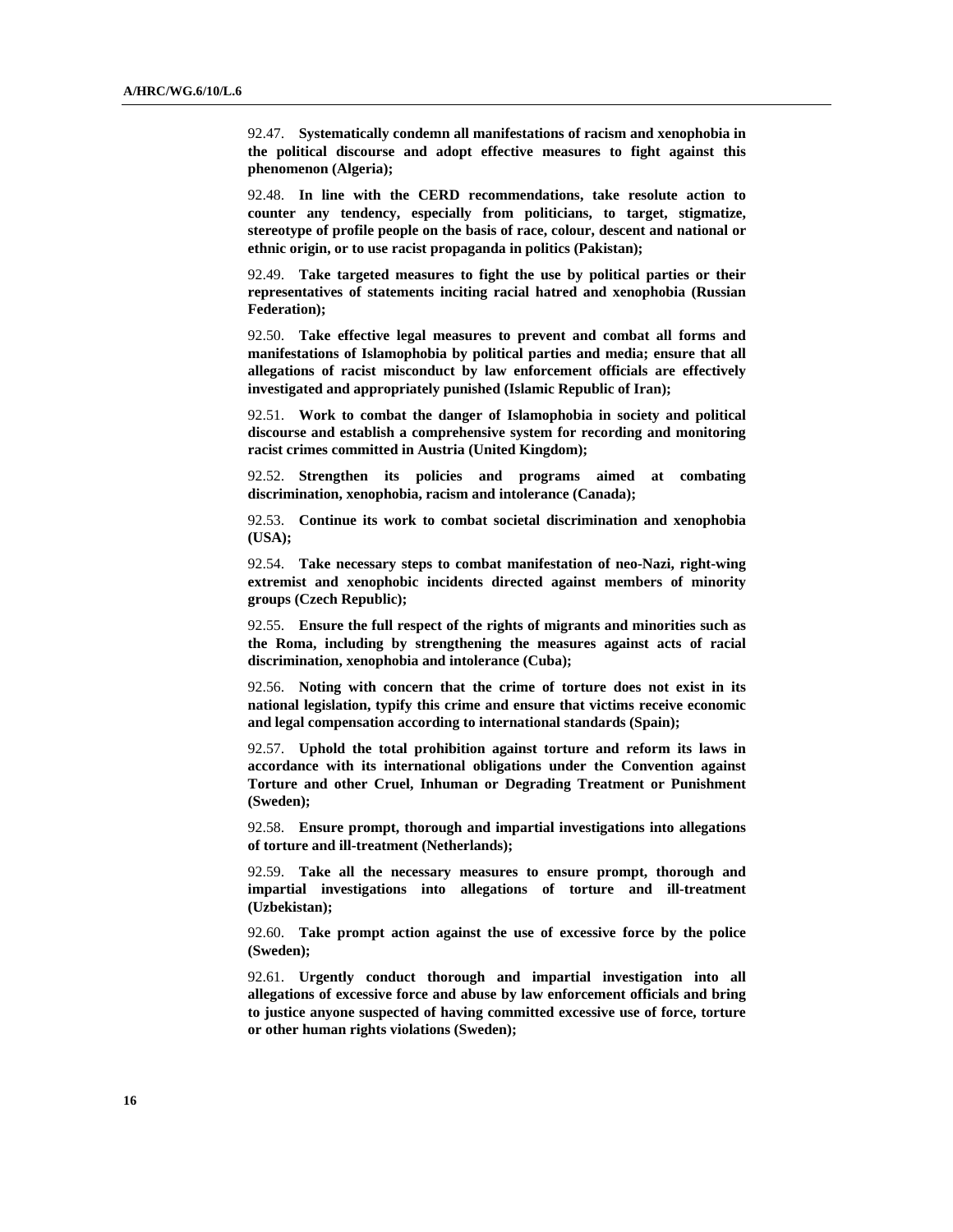92.47. **Systematically condemn all manifestations of racism and xenophobia in the political discourse and adopt effective measures to fight against this phenomenon (Algeria);**

92.48. **In line with the CERD recommendations, take resolute action to counter any tendency, especially from politicians, to target, stigmatize, stereotype of profile people on the basis of race, colour, descent and national or ethnic origin, or to use racist propaganda in politics (Pakistan);**

92.49. **Take targeted measures to fight the use by political parties or their representatives of statements inciting racial hatred and xenophobia (Russian Federation);**

92.50. **Take effective legal measures to prevent and combat all forms and manifestations of Islamophobia by political parties and media; ensure that all allegations of racist misconduct by law enforcement officials are effectively investigated and appropriately punished (Islamic Republic of Iran);**

92.51. **Work to combat the danger of Islamophobia in society and political discourse and establish a comprehensive system for recording and monitoring racist crimes committed in Austria (United Kingdom);**

92.52. **Strengthen its policies and programs aimed at combating discrimination, xenophobia, racism and intolerance (Canada);**

92.53. **Continue its work to combat societal discrimination and xenophobia (USA);**

92.54. **Take necessary steps to combat manifestation of neo-Nazi, right-wing extremist and xenophobic incidents directed against members of minority groups (Czech Republic);**

92.55. **Ensure the full respect of the rights of migrants and minorities such as the Roma, including by strengthening the measures against acts of racial discrimination, xenophobia and intolerance (Cuba);**

92.56. **Noting with concern that the crime of torture does not exist in its national legislation, typify this crime and ensure that victims receive economic and legal compensation according to international standards (Spain);**

92.57. **Uphold the total prohibition against torture and reform its laws in accordance with its international obligations under the Convention against Torture and other Cruel, Inhuman or Degrading Treatment or Punishment (Sweden);**

92.58. **Ensure prompt, thorough and impartial investigations into allegations of torture and ill-treatment (Netherlands);**

92.59. **Take all the necessary measures to ensure prompt, thorough and impartial investigations into allegations of torture and ill-treatment (Uzbekistan);**

92.60. **Take prompt action against the use of excessive force by the police (Sweden);**

92.61. **Urgently conduct thorough and impartial investigation into all allegations of excessive force and abuse by law enforcement officials and bring to justice anyone suspected of having committed excessive use of force, torture or other human rights violations (Sweden);**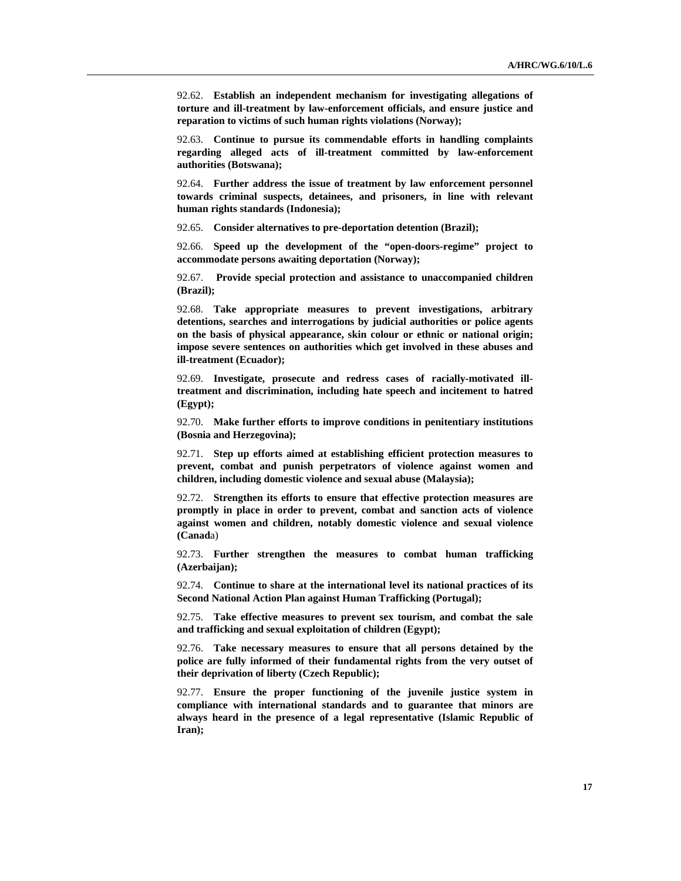92.62. **Establish an independent mechanism for investigating allegations of torture and ill-treatment by law-enforcement officials, and ensure justice and reparation to victims of such human rights violations (Norway);**

92.63. **Continue to pursue its commendable efforts in handling complaints regarding alleged acts of ill-treatment committed by law-enforcement authorities (Botswana);**

92.64. **Further address the issue of treatment by law enforcement personnel towards criminal suspects, detainees, and prisoners, in line with relevant human rights standards (Indonesia);**

92.65. **Consider alternatives to pre-deportation detention (Brazil);**

92.66. **Speed up the development of the "open-doors-regime" project to accommodate persons awaiting deportation (Norway);**

92.67. **Provide special protection and assistance to unaccompanied children (Brazil);**

92.68. **Take appropriate measures to prevent investigations, arbitrary detentions, searches and interrogations by judicial authorities or police agents on the basis of physical appearance, skin colour or ethnic or national origin; impose severe sentences on authorities which get involved in these abuses and ill-treatment (Ecuador);**

92.69. **Investigate, prosecute and redress cases of racially-motivated ill-treatment and discrimination, including hate speech and incitement to hatred (Egypt);**

92.70. **Make further efforts to improve conditions in penitentiary institutions (Bosnia and Herzegovina);**

92.71. **Step up efforts aimed at establishing efficient protection measures to prevent, combat and punish perpetrators of violence against women and children, including domestic violence and sexual abuse (Malaysia);**

92.72. **Strengthen its efforts to ensure that effective protection measures are promptly in place in order to prevent, combat and sanction acts of violence against women and children, notably domestic violence and sexual violence (Canad**a)

92.73. **Further strengthen the measures to combat human trafficking (Azerbaijan);**

92.74. **Continue to share at the international level its national practices of its Second National Action Plan against Human Trafficking (Portugal);**

92.75. **Take effective measures to prevent sex tourism, and combat the sale and trafficking and sexual exploitation of children (Egypt);**

92.76. **Take necessary measures to ensure that all persons detained by the police are fully informed of their fundamental rights from the very outset of their deprivation of liberty (Czech Republic);**

92.77. **Ensure the proper functioning of the juvenile justice system in compliance with international standards and to guarantee that minors are always heard in the presence of a legal representative (Islamic Republic of Iran);**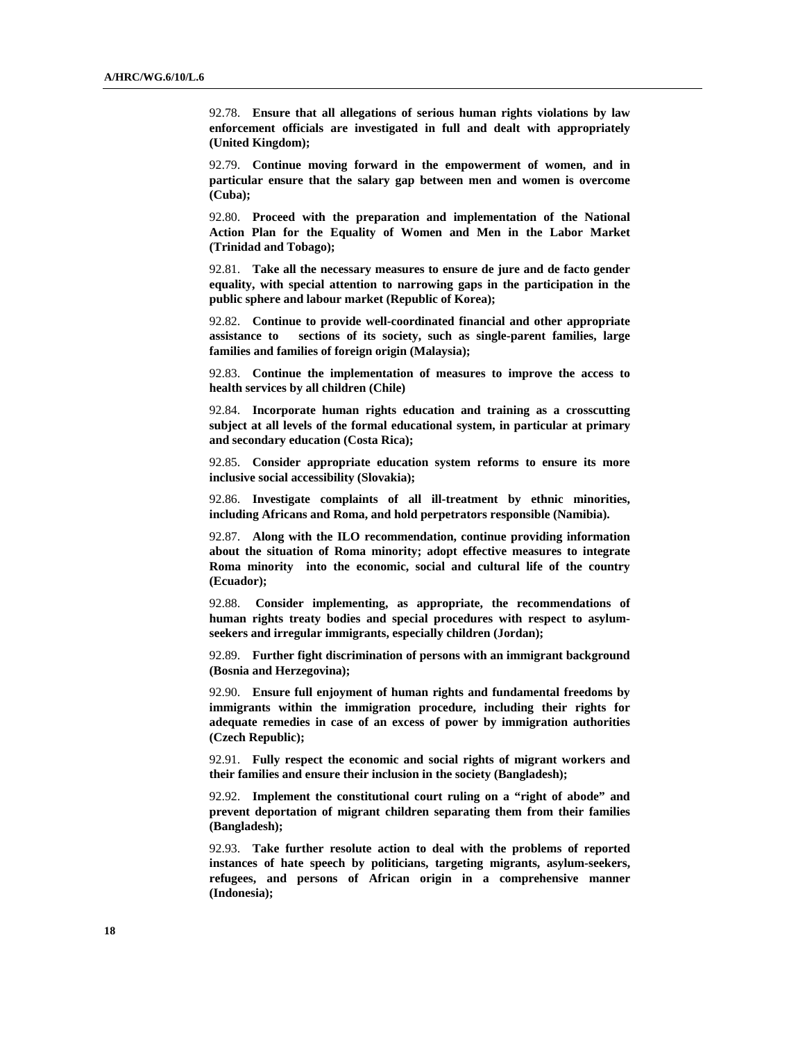92.78. **Ensure that all allegations of serious human rights violations by law enforcement officials are investigated in full and dealt with appropriately (United Kingdom);**

92.79. **Continue moving forward in the empowerment of women, and in particular ensure that the salary gap between men and women is overcome (Cuba);**

92.80. **Proceed with the preparation and implementation of the National Action Plan for the Equality of Women and Men in the Labor Market (Trinidad and Tobago);**

92.81. **Take all the necessary measures to ensure de jure and de facto gender equality, with special attention to narrowing gaps in the participation in the public sphere and labour market (Republic of Korea);**

92.82. **Continue to provide well-coordinated financial and other appropriate assistance to sections of its society, such as single-parent families, large families and families of foreign origin (Malaysia);**

92.83. **Continue the implementation of measures to improve the access to health services by all children (Chile)**

92.84. **Incorporate human rights education and training as a crosscutting subject at all levels of the formal educational system, in particular at primary and secondary education (Costa Rica);**

92.85. **Consider appropriate education system reforms to ensure its more inclusive social accessibility (Slovakia);**

92.86. **Investigate complaints of all ill-treatment by ethnic minorities, including Africans and Roma, and hold perpetrators responsible (Namibia).**

92.87. **Along with the ILO recommendation, continue providing information about the situation of Roma minority; adopt effective measures to integrate Roma minority into the economic, social and cultural life of the country (Ecuador);**

92.88. **Consider implementing, as appropriate, the recommendations of human rights treaty bodies and special procedures with respect to asylum-seekers and irregular immigrants, especially children (Jordan);**

92.89. **Further fight discrimination of persons with an immigrant background (Bosnia and Herzegovina);**

92.90. **Ensure full enjoyment of human rights and fundamental freedoms by immigrants within the immigration procedure, including their rights for adequate remedies in case of an excess of power by immigration authorities (Czech Republic);**

92.91. **Fully respect the economic and social rights of migrant workers and their families and ensure their inclusion in the society (Bangladesh);**

92.92. **Implement the constitutional court ruling on a "right of abode" and prevent deportation of migrant children separating them from their families (Bangladesh);**

92.93. **Take further resolute action to deal with the problems of reported instances of hate speech by politicians, targeting migrants, asylum-seekers, refugees, and persons of African origin in a comprehensive manner (Indonesia);**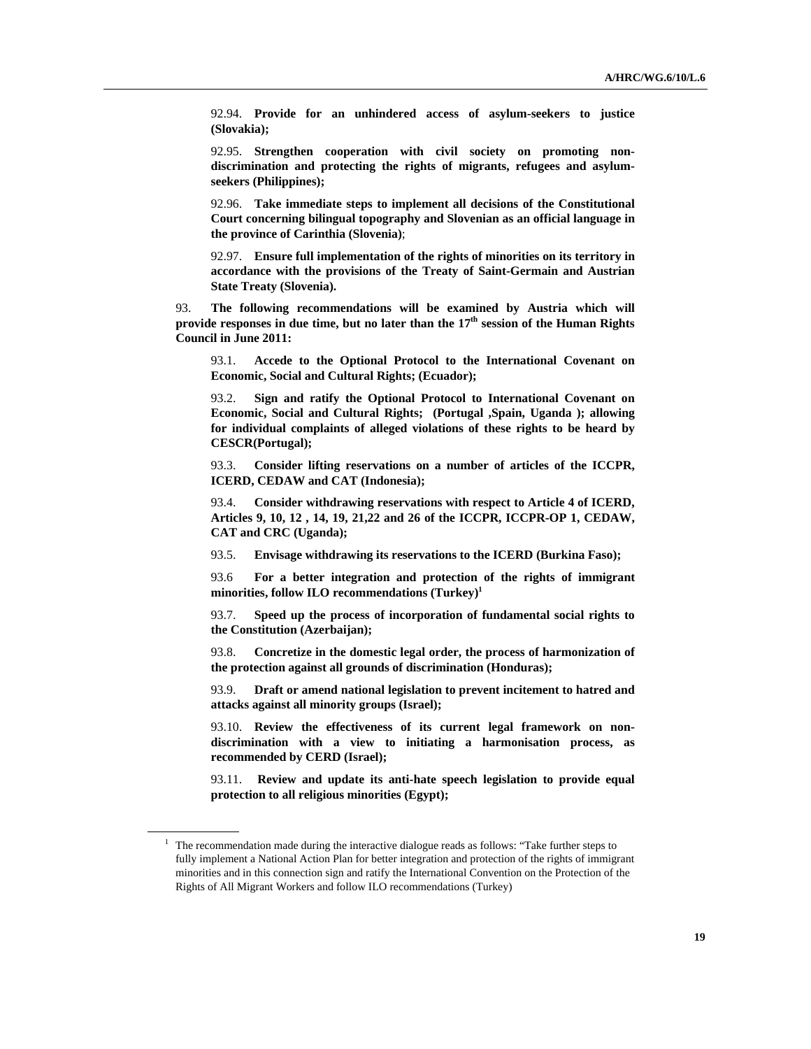92.94. **Provide for an unhindered access of asylum-seekers to justice (Slovakia);**

92.95. **Strengthen cooperation with civil society on promoting non-discrimination and protecting the rights of migrants, refugees and asylum-seekers (Philippines);**

92.96. **Take immediate steps to implement all decisions of the Constitutional Court concerning bilingual topography and Slovenian as an official language in the province of Carinthia (Slovenia)**;

92.97. **Ensure full implementation of the rights of minorities on its territory in accordance with the provisions of the Treaty of Saint-Germain and Austrian State Treaty (Slovenia).**

93. **The following recommendations will be examined by Austria which will provide responses in due time, but no later than the 17th session of the Human Rights Council in June 2011:**

93.1. **Accede to the Optional Protocol to the International Covenant on Economic, Social and Cultural Rights; (Ecuador);**

93.2. **Sign and ratify the Optional Protocol to International Covenant on Economic, Social and Cultural Rights; (Portugal ,Spain, Uganda ); allowing for individual complaints of alleged violations of these rights to be heard by CESCR(Portugal);**

93.3. **Consider lifting reservations on a number of articles of the ICCPR, ICERD, CEDAW and CAT (Indonesia);**

93.4. **Consider withdrawing reservations with respect to Article 4 of ICERD, Articles 9, 10, 12 , 14, 19, 21,22 and 26 of the ICCPR, ICCPR-OP 1, CEDAW, CAT and CRC (Uganda);**

93.5. **Envisage withdrawing its reservations to the ICERD (Burkina Faso);**

93.6 **For a better integration and protection of the rights of immigrant minorities, follow ILO recommendations (Turkey)**[1]

93.7. **Speed up the process of incorporation of fundamental social rights to the Constitution (Azerbaijan);**

93.8. **Concretize in the domestic legal order, the process of harmonization of the protection against all grounds of discrimination (Honduras);**

93.9. **Draft or amend national legislation to prevent incitement to hatred and attacks against all minority groups (Israel);**

93.10. **Review the effectiveness of its current legal framework on non-discrimination with a view to initiating a harmonisation process, as recommended by CERD (Israel);**

93.11. **Review and update its anti-hate speech legislation to provide equal protection to all religious minorities (Egypt);**

---

[1] The recommendation made during the interactive dialogue reads as follows: "Take further steps to fully implement a National Action Plan for better integration and protection of the rights of immigrant minorities and in this connection sign and ratify the International Convention on the Protection of the Rights of All Migrant Workers and follow ILO recommendations (Turkey)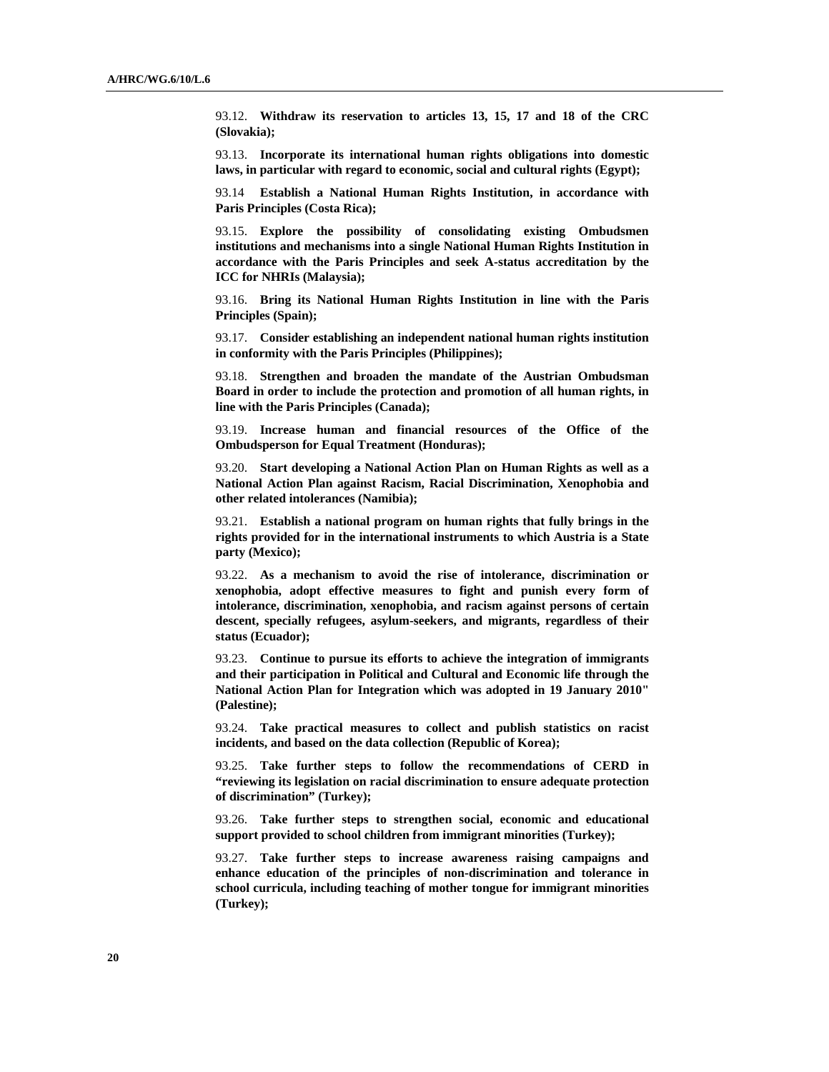93.12. **Withdraw its reservation to articles 13, 15, 17 and 18 of the CRC (Slovakia);**

93.13. **Incorporate its international human rights obligations into domestic laws, in particular with regard to economic, social and cultural rights (Egypt);**

93.14 **Establish a National Human Rights Institution, in accordance with Paris Principles (Costa Rica);**

93.15. **Explore the possibility of consolidating existing Ombudsmen institutions and mechanisms into a single National Human Rights Institution in accordance with the Paris Principles and seek A-status accreditation by the ICC for NHRIs (Malaysia);**

93.16. **Bring its National Human Rights Institution in line with the Paris Principles (Spain);**

93.17. **Consider establishing an independent national human rights institution in conformity with the Paris Principles (Philippines);**

93.18. **Strengthen and broaden the mandate of the Austrian Ombudsman Board in order to include the protection and promotion of all human rights, in line with the Paris Principles (Canada);**

93.19. **Increase human and financial resources of the Office of the Ombudsperson for Equal Treatment (Honduras);**

93.20. **Start developing a National Action Plan on Human Rights as well as a National Action Plan against Racism, Racial Discrimination, Xenophobia and other related intolerances (Namibia);**

93.21. **Establish a national program on human rights that fully brings in the rights provided for in the international instruments to which Austria is a State party (Mexico);**

93.22. **As a mechanism to avoid the rise of intolerance, discrimination or xenophobia, adopt effective measures to fight and punish every form of intolerance, discrimination, xenophobia, and racism against persons of certain descent, specially refugees, asylum-seekers, and migrants, regardless of their status (Ecuador);**

93.23. **Continue to pursue its efforts to achieve the integration of immigrants and their participation in Political and Cultural and Economic life through the National Action Plan for Integration which was adopted in 19 January 2010" (Palestine);**

93.24. **Take practical measures to collect and publish statistics on racist incidents, and based on the data collection (Republic of Korea);**

93.25. **Take further steps to follow the recommendations of CERD in "reviewing its legislation on racial discrimination to ensure adequate protection of discrimination" (Turkey);**

93.26. **Take further steps to strengthen social, economic and educational support provided to school children from immigrant minorities (Turkey);**

93.27. **Take further steps to increase awareness raising campaigns and enhance education of the principles of non-discrimination and tolerance in school curricula, including teaching of mother tongue for immigrant minorities (Turkey);**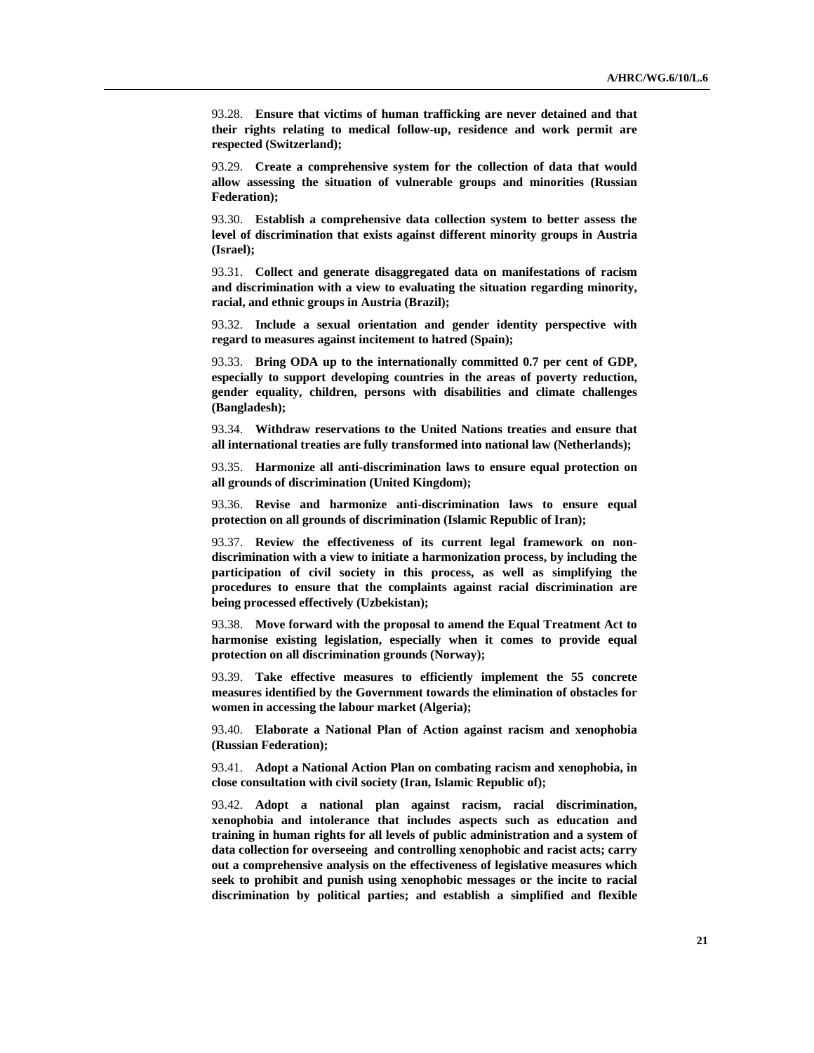93.28. **Ensure that victims of human trafficking are never detained and that their rights relating to medical follow-up, residence and work permit are respected (Switzerland);**

93.29. **Create a comprehensive system for the collection of data that would allow assessing the situation of vulnerable groups and minorities (Russian Federation);**

93.30. **Establish a comprehensive data collection system to better assess the level of discrimination that exists against different minority groups in Austria (Israel);**

93.31. **Collect and generate disaggregated data on manifestations of racism and discrimination with a view to evaluating the situation regarding minority, racial, and ethnic groups in Austria (Brazil);**

93.32. **Include a sexual orientation and gender identity perspective with regard to measures against incitement to hatred (Spain);**

93.33. **Bring ODA up to the internationally committed 0.7 per cent of GDP, especially to support developing countries in the areas of poverty reduction, gender equality, children, persons with disabilities and climate challenges (Bangladesh);**

93.34. **Withdraw reservations to the United Nations treaties and ensure that all international treaties are fully transformed into national law (Netherlands);**

93.35. **Harmonize all anti-discrimination laws to ensure equal protection on all grounds of discrimination (United Kingdom);**

93.36. **Revise and harmonize anti-discrimination laws to ensure equal protection on all grounds of discrimination (Islamic Republic of Iran);**

93.37. **Review the effectiveness of its current legal framework on non-discrimination with a view to initiate a harmonization process, by including the participation of civil society in this process, as well as simplifying the procedures to ensure that the complaints against racial discrimination are being processed effectively (Uzbekistan);**

93.38. **Move forward with the proposal to amend the Equal Treatment Act to harmonise existing legislation, especially when it comes to provide equal protection on all discrimination grounds (Norway);**

93.39. **Take effective measures to efficiently implement the 55 concrete measures identified by the Government towards the elimination of obstacles for women in accessing the labour market (Algeria);**

93.40. **Elaborate a National Plan of Action against racism and xenophobia (Russian Federation);**

93.41. **Adopt a National Action Plan on combating racism and xenophobia, in close consultation with civil society (Iran, Islamic Republic of);**

93.42. **Adopt a national plan against racism, racial discrimination, xenophobia and intolerance that includes aspects such as education and training in human rights for all levels of public administration and a system of data collection for overseeing and controlling xenophobic and racist acts; carry out a comprehensive analysis on the effectiveness of legislative measures which seek to prohibit and punish using xenophobic messages or the incite to racial discrimination by political parties; and establish a simplified and flexible**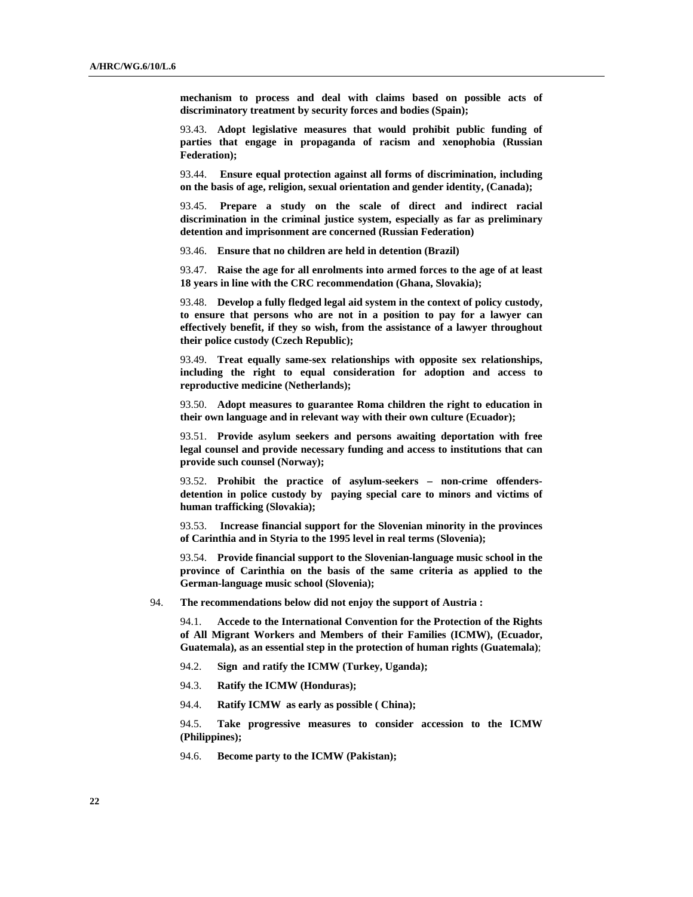**mechanism to process and deal with claims based on possible acts of discriminatory treatment by security forces and bodies (Spain);**

93.43. **Adopt legislative measures that would prohibit public funding of parties that engage in propaganda of racism and xenophobia (Russian Federation);**

93.44. **Ensure equal protection against all forms of discrimination, including on the basis of age, religion, sexual orientation and gender identity, (Canada);**

93.45. **Prepare a study on the scale of direct and indirect racial discrimination in the criminal justice system, especially as far as preliminary detention and imprisonment are concerned (Russian Federation)**

93.46. **Ensure that no children are held in detention (Brazil)**

93.47. **Raise the age for all enrolments into armed forces to the age of at least 18 years in line with the CRC recommendation (Ghana, Slovakia);**

93.48. **Develop a fully fledged legal aid system in the context of policy custody, to ensure that persons who are not in a position to pay for a lawyer can effectively benefit, if they so wish, from the assistance of a lawyer throughout their police custody (Czech Republic);**

93.49. **Treat equally same-sex relationships with opposite sex relationships, including the right to equal consideration for adoption and access to reproductive medicine (Netherlands);**

93.50. **Adopt measures to guarantee Roma children the right to education in their own language and in relevant way with their own culture (Ecuador);**

93.51. **Provide asylum seekers and persons awaiting deportation with free legal counsel and provide necessary funding and access to institutions that can provide such counsel (Norway);**

93.52. **Prohibit the practice of asylum-seekers – non-crime offenders-detention in police custody by paying special care to minors and victims of human trafficking (Slovakia);**

93.53. **Increase financial support for the Slovenian minority in the provinces of Carinthia and in Styria to the 1995 level in real terms (Slovenia);**

93.54. **Provide financial support to the Slovenian-language music school in the province of Carinthia on the basis of the same criteria as applied to the German-language music school (Slovenia);**

94. **The recommendations below did not enjoy the support of Austria :**

94.1. **Accede to the International Convention for the Protection of the Rights of All Migrant Workers and Members of their Families (ICMW), (Ecuador, Guatemala), as an essential step in the protection of human rights (Guatemala)**;

94.2. **Sign and ratify the ICMW (Turkey, Uganda);**

94.3. **Ratify the ICMW (Honduras);**

94.4. **Ratify ICMW as early as possible ( China);**

94.5. **Take progressive measures to consider accession to the ICMW (Philippines);**

94.6. **Become party to the ICMW (Pakistan);**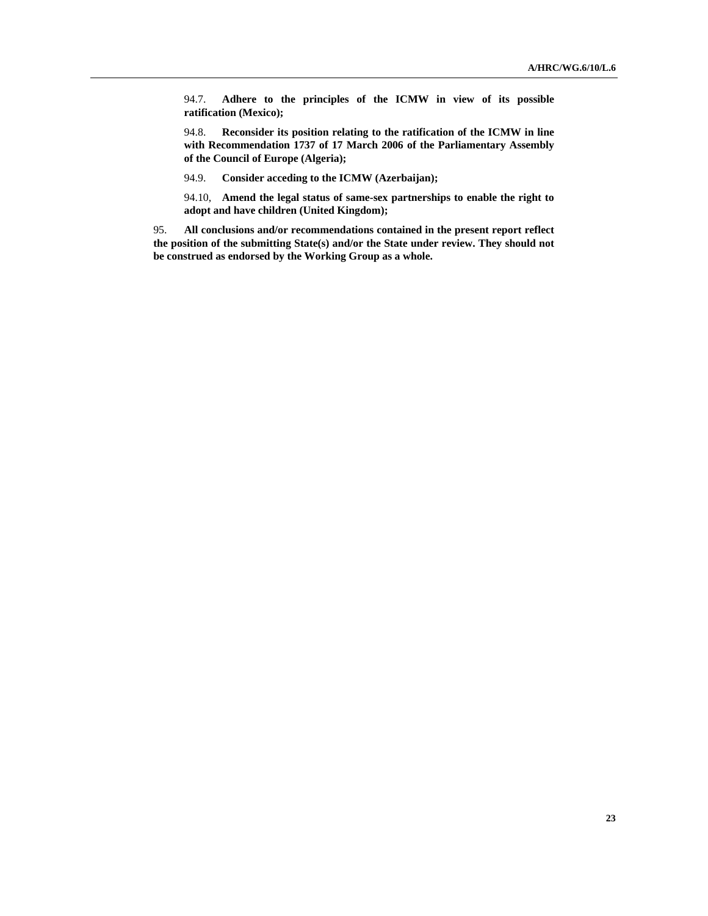94.7. **Adhere to the principles of the ICMW in view of its possible ratification (Mexico);**

94.8. **Reconsider its position relating to the ratification of the ICMW in line with Recommendation 1737 of 17 March 2006 of the Parliamentary Assembly of the Council of Europe (Algeria);**

94.9. **Consider acceding to the ICMW (Azerbaijan);**

94.10, **Amend the legal status of same-sex partnerships to enable the right to adopt and have children (United Kingdom);**

95. **All conclusions and/or recommendations contained in the present report reflect the position of the submitting State(s) and/or the State under review. They should not be construed as endorsed by the Working Group as a whole.**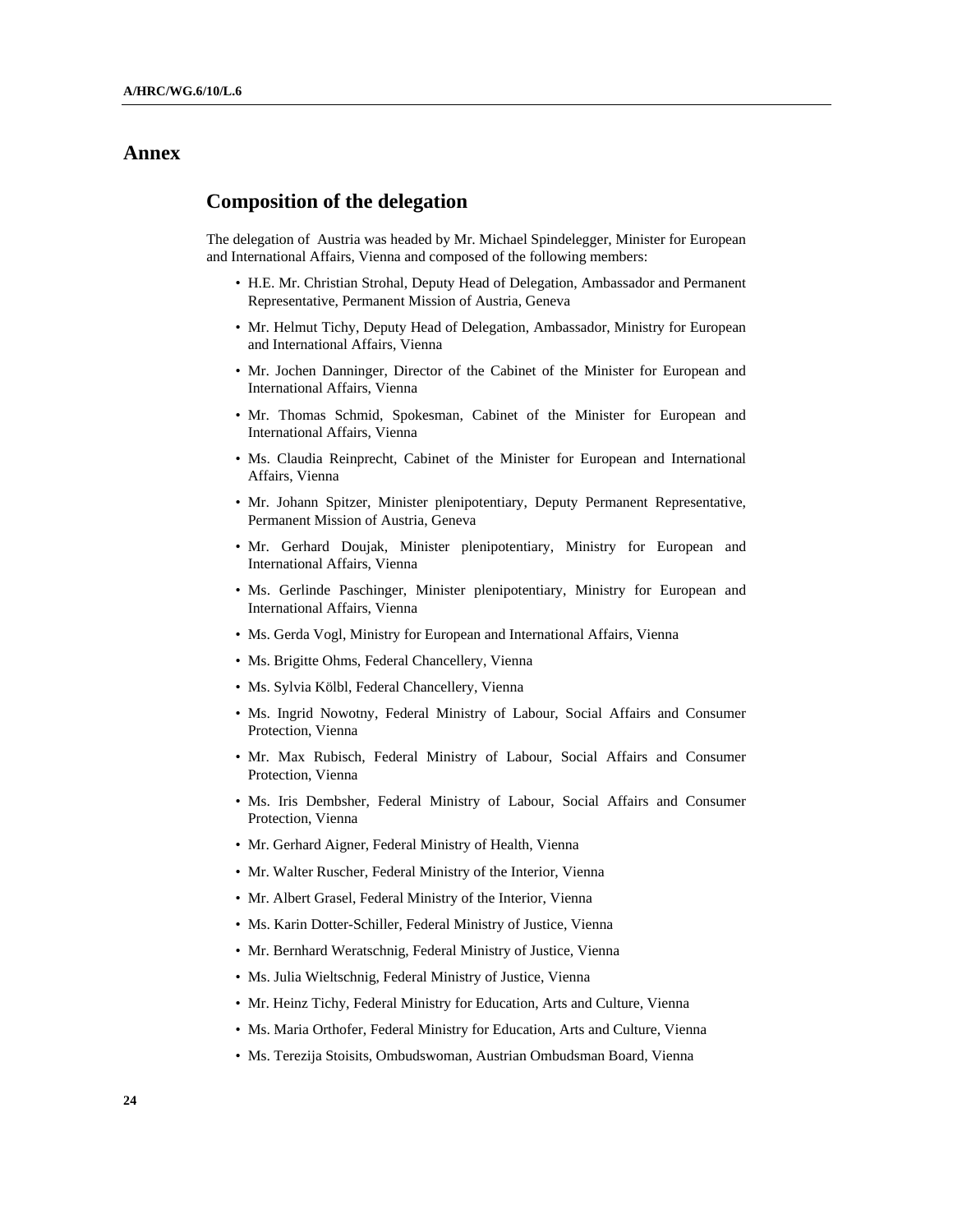# Annex

## Composition of the delegation

The delegation of Austria was headed by Mr. Michael Spindelegger, Minister for European and International Affairs, Vienna and composed of the following members:

- H.E. Mr. Christian Strohal, Deputy Head of Delegation, Ambassador and Permanent Representative, Permanent Mission of Austria, Geneva
- Mr. Helmut Tichy, Deputy Head of Delegation, Ambassador, Ministry for European and International Affairs, Vienna
- Mr. Jochen Danninger, Director of the Cabinet of the Minister for European and International Affairs, Vienna
- Mr. Thomas Schmid, Spokesman, Cabinet of the Minister for European and International Affairs, Vienna
- Ms. Claudia Reinprecht, Cabinet of the Minister for European and International Affairs, Vienna
- Mr. Johann Spitzer, Minister plenipotentiary, Deputy Permanent Representative, Permanent Mission of Austria, Geneva
- Mr. Gerhard Doujak, Minister plenipotentiary, Ministry for European and International Affairs, Vienna
- Ms. Gerlinde Paschinger, Minister plenipotentiary, Ministry for European and International Affairs, Vienna
- Ms. Gerda Vogl, Ministry for European and International Affairs, Vienna
- Ms. Brigitte Ohms, Federal Chancellery, Vienna
- Ms. Sylvia Kölbl, Federal Chancellery, Vienna
- Ms. Ingrid Nowotny, Federal Ministry of Labour, Social Affairs and Consumer Protection, Vienna
- Mr. Max Rubisch, Federal Ministry of Labour, Social Affairs and Consumer Protection, Vienna
- Ms. Iris Dembsher, Federal Ministry of Labour, Social Affairs and Consumer Protection, Vienna
- Mr. Gerhard Aigner, Federal Ministry of Health, Vienna
- Mr. Walter Ruscher, Federal Ministry of the Interior, Vienna
- Mr. Albert Grasel, Federal Ministry of the Interior, Vienna
- Ms. Karin Dotter-Schiller, Federal Ministry of Justice, Vienna
- Mr. Bernhard Weratschnig, Federal Ministry of Justice, Vienna
- Ms. Julia Wieltschnig, Federal Ministry of Justice, Vienna
- Mr. Heinz Tichy, Federal Ministry for Education, Arts and Culture, Vienna
- Ms. Maria Orthofer, Federal Ministry for Education, Arts and Culture, Vienna
- Ms. Terezija Stoisits, Ombudswoman, Austrian Ombudsman Board, Vienna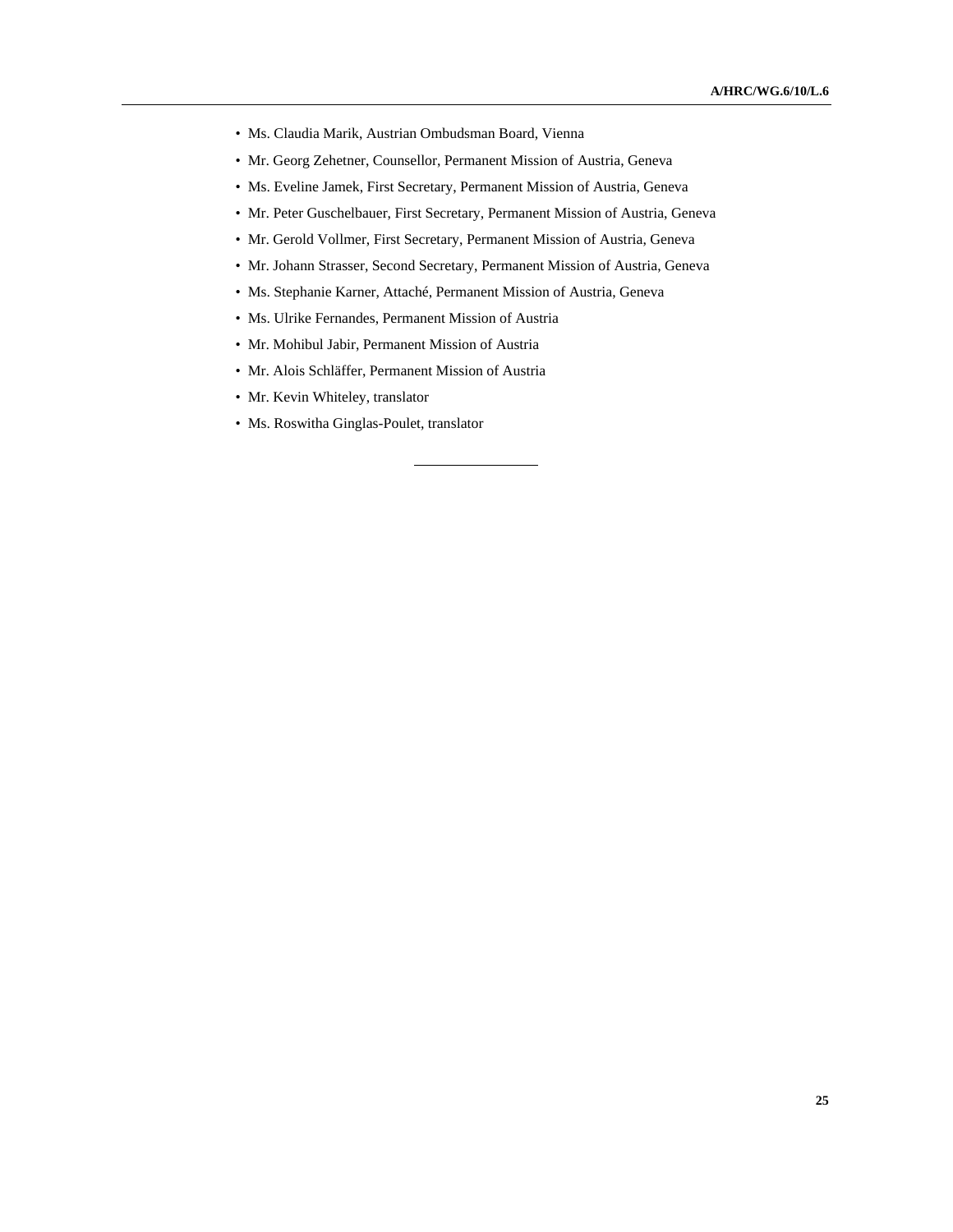- Ms. Claudia Marik, Austrian Ombudsman Board, Vienna
- Mr. Georg Zehetner, Counsellor, Permanent Mission of Austria, Geneva
- Ms. Eveline Jamek, First Secretary, Permanent Mission of Austria, Geneva
- Mr. Peter Guschelbauer, First Secretary, Permanent Mission of Austria, Geneva
- Mr. Gerold Vollmer, First Secretary, Permanent Mission of Austria, Geneva
- Mr. Johann Strasser, Second Secretary, Permanent Mission of Austria, Geneva
- Ms. Stephanie Karner, Attaché, Permanent Mission of Austria, Geneva
- Ms. Ulrike Fernandes, Permanent Mission of Austria
- Mr. Mohibul Jabir, Permanent Mission of Austria
- Mr. Alois Schläffer, Permanent Mission of Austria
- Mr. Kevin Whiteley, translator
- Ms. Roswitha Ginglas-Poulet, translator